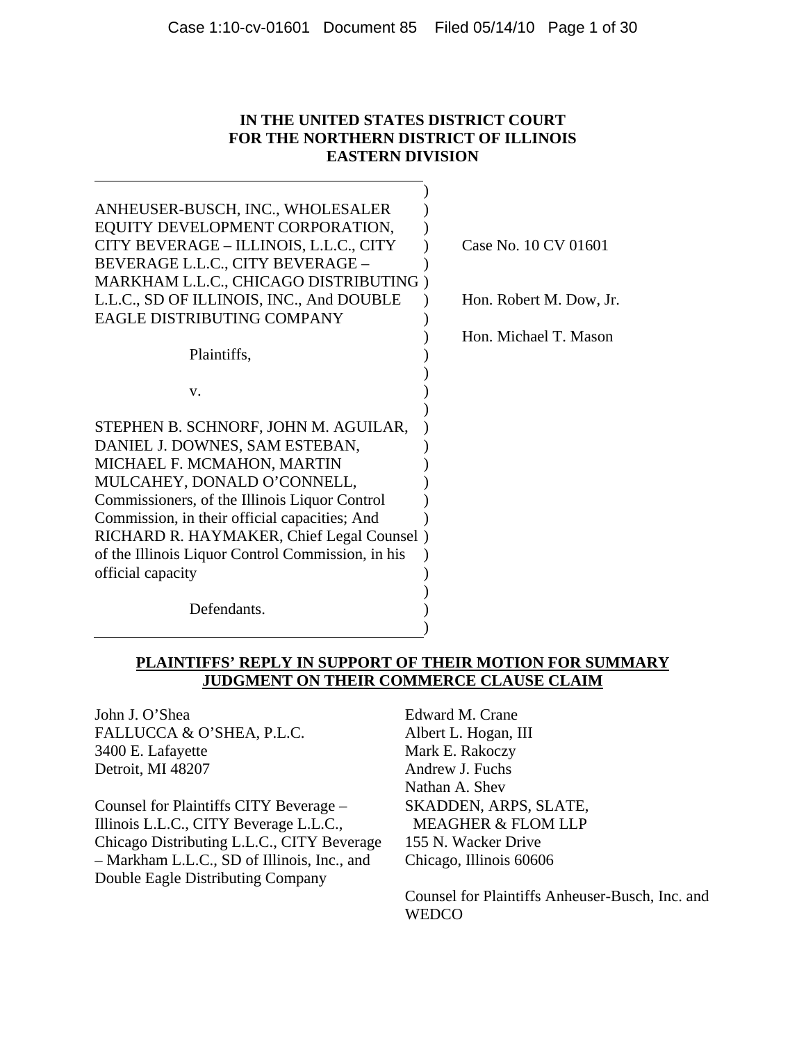**IN THE UNITED STATES DISTRICT COURT**
**FOR THE NORTHERN DISTRICT OF ILLINOIS**
**EASTERN DIVISION**

ANHEUSER-BUSCH, INC., WHOLESALER EQUITY DEVELOPMENT CORPORATION, CITY BEVERAGE – ILLINOIS, L.L.C., CITY BEVERAGE L.L.C., CITY BEVERAGE – MARKHAM L.L.C., CHICAGO DISTRIBUTING L.L.C., SD OF ILLINOIS, INC., And DOUBLE EAGLE DISTRIBUTING COMPANY

Plaintiffs,

v.

STEPHEN B. SCHNORF, JOHN M. AGUILAR, DANIEL J. DOWNES, SAM ESTEBAN, MICHAEL F. MCMAHON, MARTIN MULCAHEY, DONALD O'CONNELL, Commissioners, of the Illinois Liquor Control Commission, in their official capacities; And RICHARD R. HAYMAKER, Chief Legal Counsel of the Illinois Liquor Control Commission, in his official capacity

Defendants.

Case No. 10 CV 01601

Hon. Robert M. Dow, Jr.

Hon. Michael T. Mason

**PLAINTIFFS' REPLY IN SUPPORT OF THEIR MOTION FOR SUMMARY JUDGMENT ON THEIR COMMERCE CLAUSE CLAIM**

John J. O'Shea
FALLUCCA & O'SHEA, P.L.C.
3400 E. Lafayette
Detroit, MI 48207

Counsel for Plaintiffs CITY Beverage – Illinois L.L.C., CITY Beverage L.L.C., Chicago Distributing L.L.C., CITY Beverage – Markham L.L.C., SD of Illinois, Inc., and Double Eagle Distributing Company

Edward M. Crane
Albert L. Hogan, III
Mark E. Rakoczy
Andrew J. Fuchs
Nathan A. Shev
SKADDEN, ARPS, SLATE, MEAGHER & FLOM LLP
155 N. Wacker Drive
Chicago, Illinois 60606

Counsel for Plaintiffs Anheuser-Busch, Inc. and WEDCO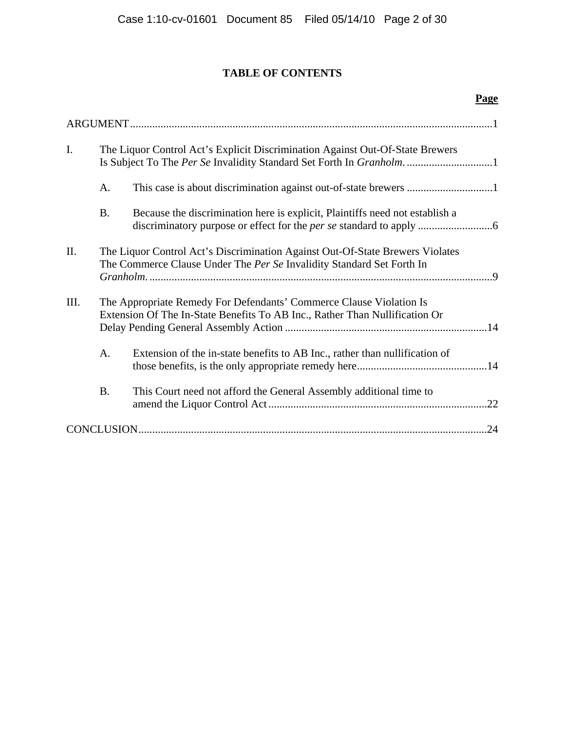# TABLE OF CONTENTS

**Page**

ARGUMENT....................................................................................................................................1

I. The Liquor Control Act's Explicit Discrimination Against Out-Of-State Brewers Is Subject To The *Per Se* Invalidity Standard Set Forth In *Granholm*. ...............................1

   A. This case is about discrimination against out-of-state brewers ...............................1

   B. Because the discrimination here is explicit, Plaintiffs need not establish a discriminatory purpose or effect for the *per se* standard to apply ...........................6

II. The Liquor Control Act's Discrimination Against Out-Of-State Brewers Violates The Commerce Clause Under The *Per Se* Invalidity Standard Set Forth In *Granholm*. ...........................................................................................................................9

III. The Appropriate Remedy For Defendants' Commerce Clause Violation Is Extension Of The In-State Benefits To AB Inc., Rather Than Nullification Or Delay Pending General Assembly Action .........................................................................14

   A. Extension of the in-state benefits to AB Inc., rather than nullification of those benefits, is the only appropriate remedy here...............................................14

   B. This Court need not afford the General Assembly additional time to amend the Liquor Control Act...............................................................................22

CONCLUSION..............................................................................................................................24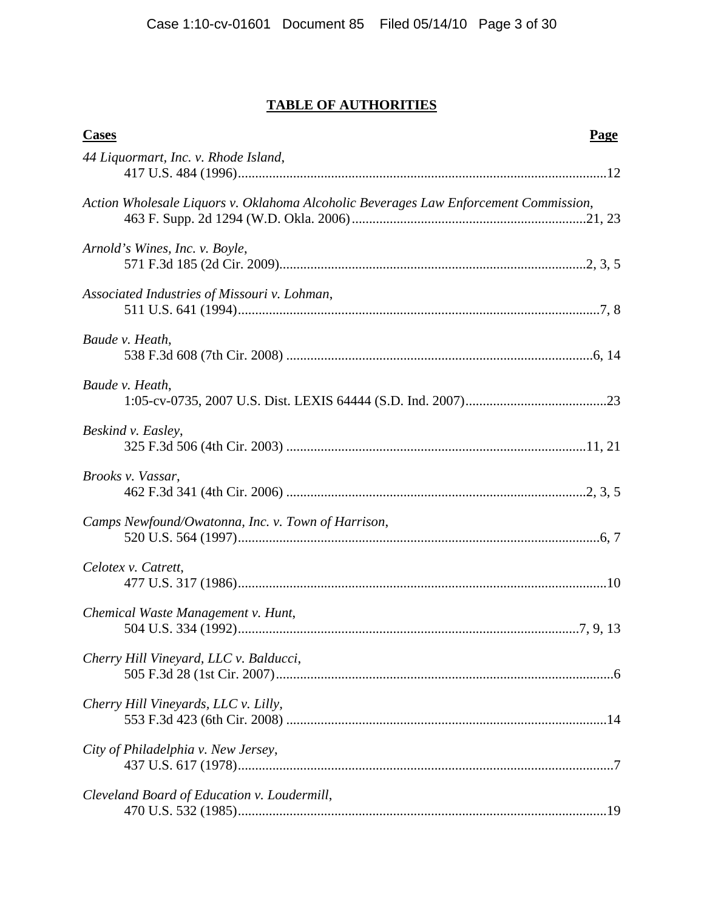# TABLE OF AUTHORITIES

**Cases** **Page**

*44 Liquormart, Inc. v. Rhode Island*,
417 U.S. 484 (1996)....................................................................................12

*Action Wholesale Liquors v. Oklahoma Alcoholic Beverages Law Enforcement Commission*,
463 F. Supp. 2d 1294 (W.D. Okla. 2006)....................................................21, 23

*Arnold's Wines, Inc. v. Boyle*,
571 F.3d 185 (2d Cir. 2009)....................................................................2, 3, 5

*Associated Industries of Missouri v. Lohman*,
511 U.S. 641 (1994)....................................................................................7, 8

*Baude v. Heath*,
538 F.3d 608 (7th Cir. 2008) ....................................................................6, 14

*Baude v. Heath*,
1:05-cv-0735, 2007 U.S. Dist. LEXIS 64444 (S.D. Ind. 2007)............................23

*Beskind v. Easley*,
325 F.3d 506 (4th Cir. 2003) ....................................................................11, 21

*Brooks v. Vassar*,
462 F.3d 341 (4th Cir. 2006) ....................................................................2, 3, 5

*Camps Newfound/Owatonna, Inc. v. Town of Harrison*,
520 U.S. 564 (1997)....................................................................................6, 7

*Celotex v. Catrett*,
477 U.S. 317 (1986)....................................................................................10

*Chemical Waste Management v. Hunt*,
504 U.S. 334 (1992)....................................................................................7, 9, 13

*Cherry Hill Vineyard, LLC v. Balducci*,
505 F.3d 28 (1st Cir. 2007)............................................................................6

*Cherry Hill Vineyards, LLC v. Lilly*,
553 F.3d 423 (6th Cir. 2008) ......................................................................14

*City of Philadelphia v. New Jersey*,
437 U.S. 617 (1978)......................................................................................7

*Cleveland Board of Education v. Loudermill*,
470 U.S. 532 (1985)....................................................................................19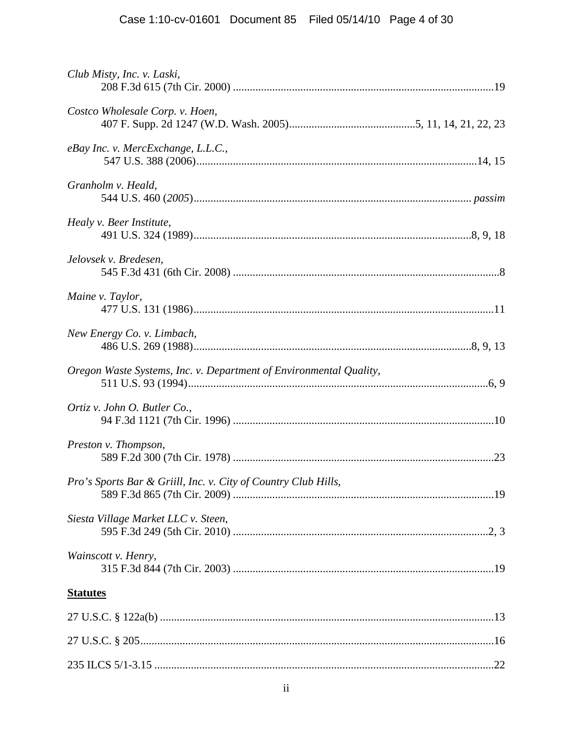*Club Misty, Inc. v. Laski*,
208 F.3d 615 (7th Cir. 2000) ....................................................................................19

*Costco Wholesale Corp. v. Hoen*,
407 F. Supp. 2d 1247 (W.D. Wash. 2005)..............................................5, 11, 14, 21, 22, 23

*eBay Inc. v. MercExchange, L.L.C.*,
547 U.S. 388 (2006)....................................................................................................14, 15

*Granholm v. Heald*,
544 U.S. 460 (*2005*)................................................................................................ *passim*

*Healy v. Beer Institute*,
491 U.S. 324 (1989)..................................................................................................8, 9, 18

*Jelovsek v. Bredesen*,
545 F.3d 431 (6th Cir. 2008) ..............................................................................................8

*Maine v. Taylor*,
477 U.S. 131 (1986).........................................................................................................11

*New Energy Co. v. Limbach*,
486 U.S. 269 (1988)..................................................................................................8, 9, 13

*Oregon Waste Systems, Inc. v. Department of Environmental Quality*,
511 U.S. 93 (1994)..........................................................................................................6, 9

*Ortiz v. John O. Butler Co.*,
94 F.3d 1121 (7th Cir. 1996) ...........................................................................................10

*Preston v. Thompson*,
589 F.2d 300 (7th Cir. 1978) ...........................................................................................23

*Pro's Sports Bar & Griill, Inc. v. City of Country Club Hills*,
589 F.3d 865 (7th Cir. 2009) ...........................................................................................19

*Siesta Village Market LLC v. Steen*,
595 F.3d 249 (5th Cir. 2010) ..........................................................................................2, 3

*Wainscott v. Henry*,
315 F.3d 844 (7th Cir. 2003) ...........................................................................................19

**<u>Statutes</u>**

27 U.S.C. § 122a(b) ......................................................................................................13

27 U.S.C. § 205..........................................................................................................16

235 ILCS 5/1-3.15 .......................................................................................................22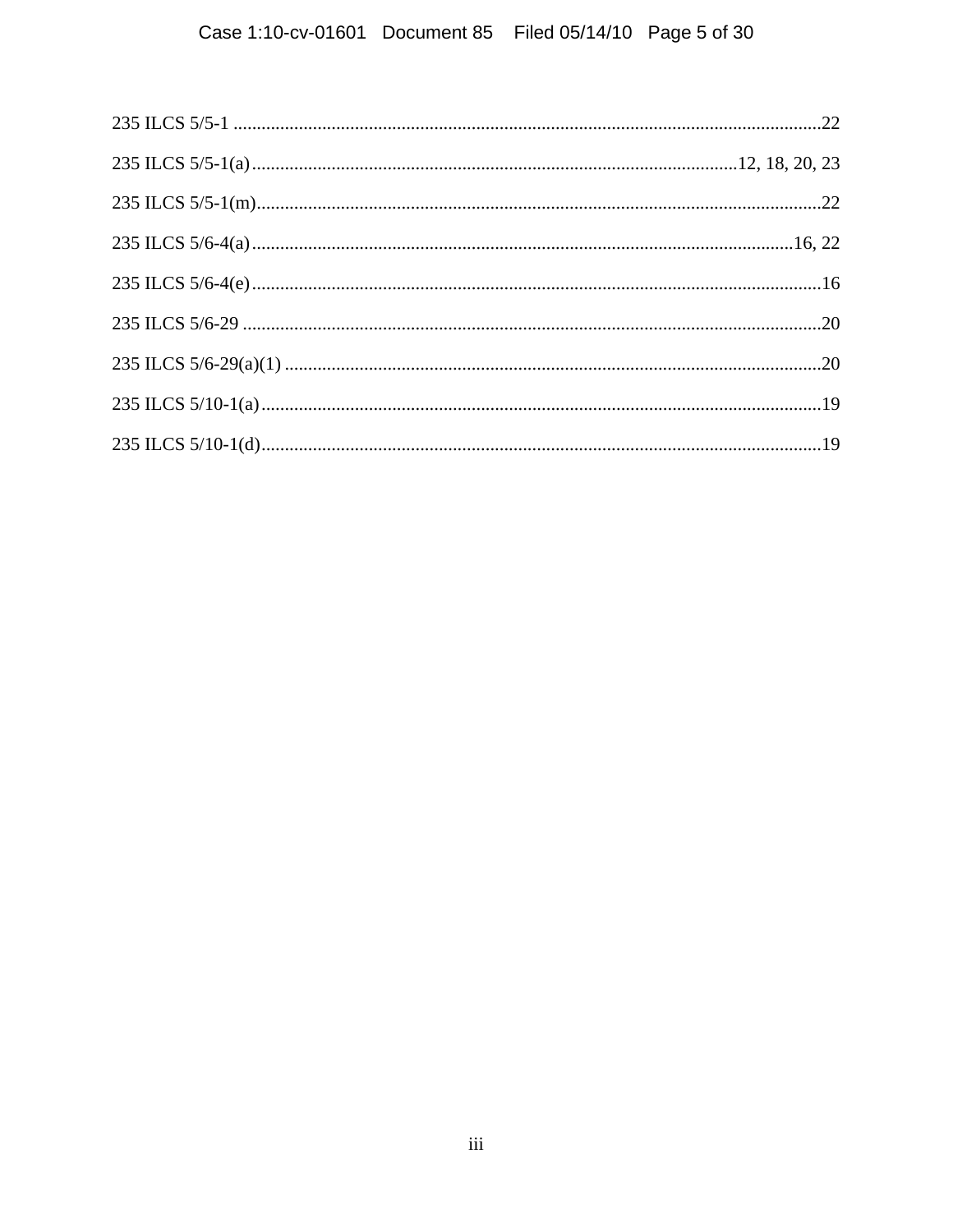235 ILCS 5/5-1 ......................................................................................................................22

235 ILCS 5/5-1(a) .......................................................................................................12, 18, 20, 23

235 ILCS 5/5-1(m)....................................................................................................................22

235 ILCS 5/6-4(a) ...............................................................................................................16, 22

235 ILCS 5/6-4(e) .....................................................................................................................16

235 ILCS 5/6-29 ........................................................................................................................20

235 ILCS 5/6-29(a)(1) ..............................................................................................................20

235 ILCS 5/10-1(a) ...................................................................................................................19

235 ILCS 5/10-1(d)...................................................................................................................19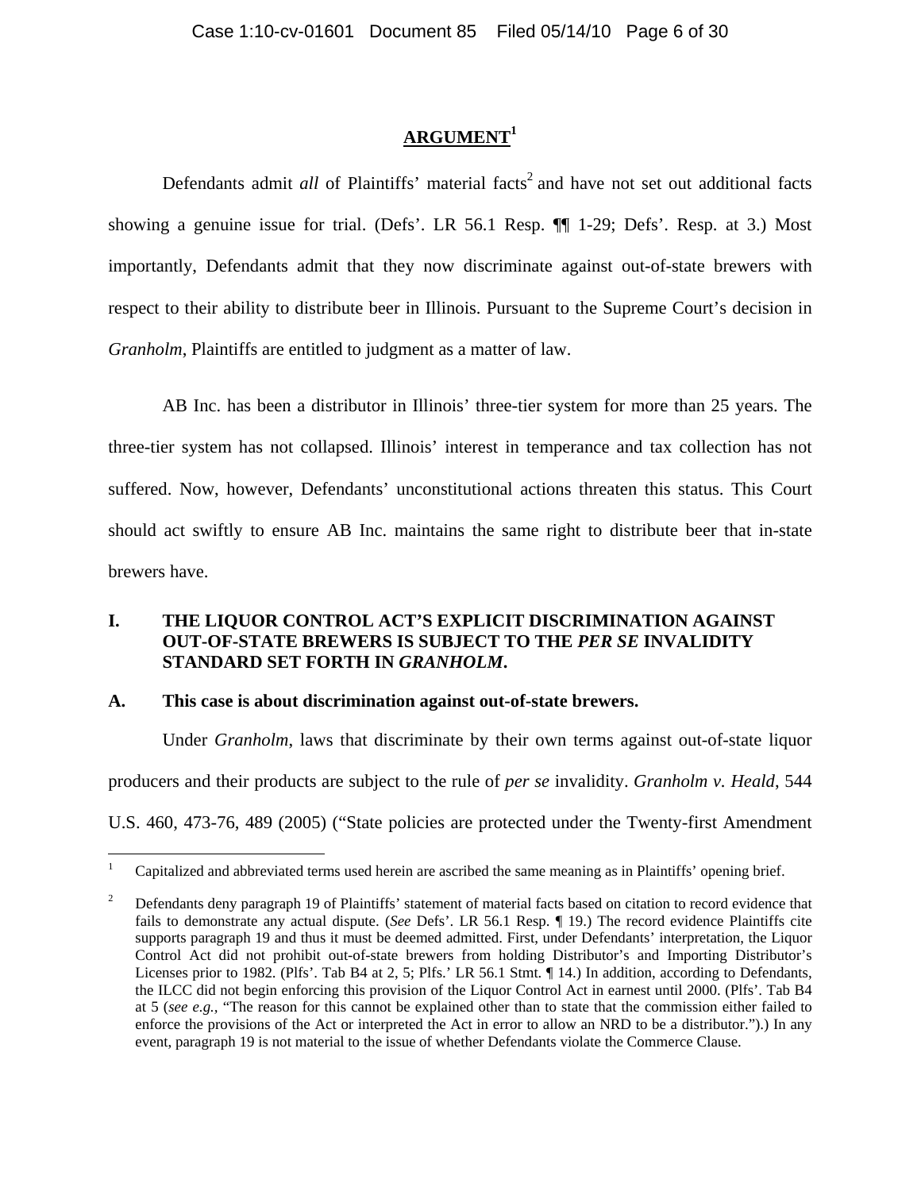# ARGUMENT[1]

Defendants admit *all* of Plaintiffs' material facts[2] and have not set out additional facts showing a genuine issue for trial. (Defs'. LR 56.1 Resp. ¶¶ 1-29; Defs'. Resp. at 3.) Most importantly, Defendants admit that they now discriminate against out-of-state brewers with respect to their ability to distribute beer in Illinois. Pursuant to the Supreme Court's decision in *Granholm*, Plaintiffs are entitled to judgment as a matter of law.

AB Inc. has been a distributor in Illinois' three-tier system for more than 25 years. The three-tier system has not collapsed. Illinois' interest in temperance and tax collection has not suffered. Now, however, Defendants' unconstitutional actions threaten this status. This Court should act swiftly to ensure AB Inc. maintains the same right to distribute beer that in-state brewers have.

## I. THE LIQUOR CONTROL ACT'S EXPLICIT DISCRIMINATION AGAINST OUT-OF-STATE BREWERS IS SUBJECT TO THE *PER SE* INVALIDITY STANDARD SET FORTH IN *GRANHOLM*.

### A. This case is about discrimination against out-of-state brewers.

Under *Granholm*, laws that discriminate by their own terms against out-of-state liquor producers and their products are subject to the rule of *per se* invalidity. *Granholm v. Heald*, 544 U.S. 460, 473-76, 489 (2005) ("State policies are protected under the Twenty-first Amendment

---

[1] Capitalized and abbreviated terms used herein are ascribed the same meaning as in Plaintiffs' opening brief.

[2] Defendants deny paragraph 19 of Plaintiffs' statement of material facts based on citation to record evidence that fails to demonstrate any actual dispute. (*See* Defs'. LR 56.1 Resp. ¶ 19.) The record evidence Plaintiffs cite supports paragraph 19 and thus it must be deemed admitted. First, under Defendants' interpretation, the Liquor Control Act did not prohibit out-of-state brewers from holding Distributor's and Importing Distributor's Licenses prior to 1982. (Plfs'. Tab B4 at 2, 5; Plfs.' LR 56.1 Stmt. ¶ 14.) In addition, according to Defendants, the ILCC did not begin enforcing this provision of the Liquor Control Act in earnest until 2000. (Plfs'. Tab B4 at 5 (*see e.g.*, "The reason for this cannot be explained other than to state that the commission either failed to enforce the provisions of the Act or interpreted the Act in error to allow an NRD to be a distributor.").) In any event, paragraph 19 is not material to the issue of whether Defendants violate the Commerce Clause.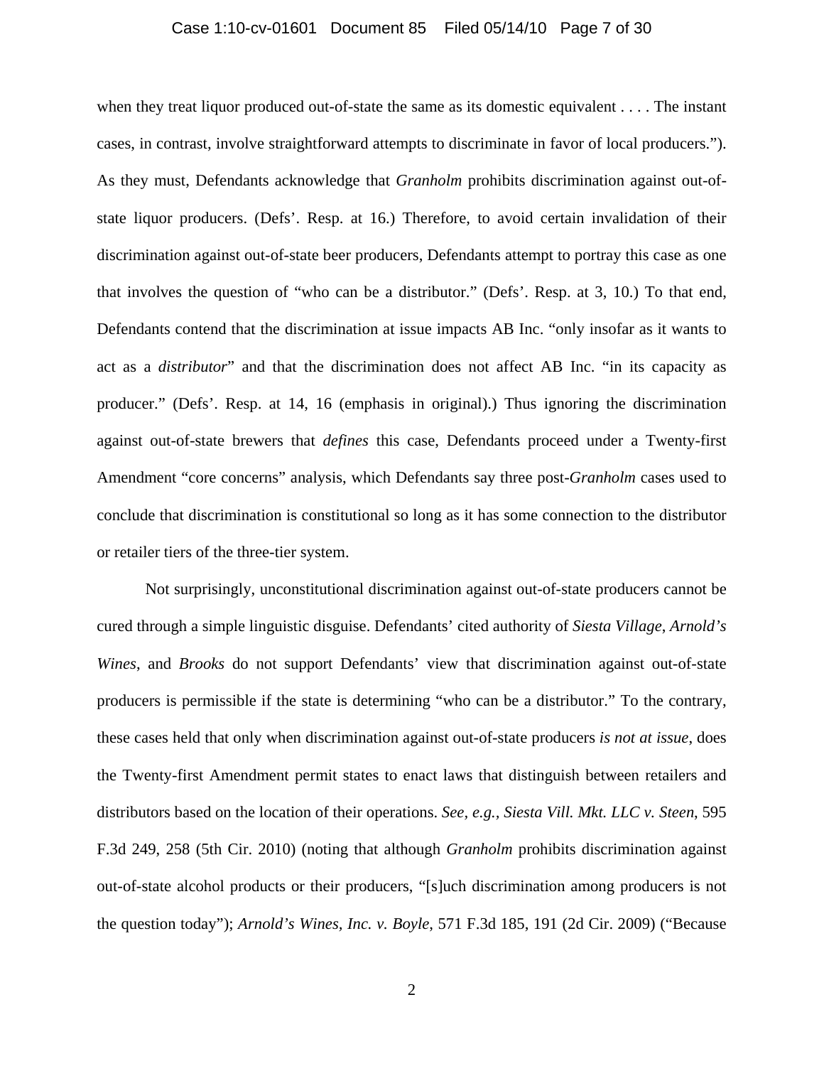when they treat liquor produced out-of-state the same as its domestic equivalent . . . . The instant cases, in contrast, involve straightforward attempts to discriminate in favor of local producers."). As they must, Defendants acknowledge that *Granholm* prohibits discrimination against out-of-state liquor producers. (Defs'. Resp. at 16.) Therefore, to avoid certain invalidation of their discrimination against out-of-state beer producers, Defendants attempt to portray this case as one that involves the question of "who can be a distributor." (Defs'. Resp. at 3, 10.) To that end, Defendants contend that the discrimination at issue impacts AB Inc. "only insofar as it wants to act as a *distributor*" and that the discrimination does not affect AB Inc. "in its capacity as producer." (Defs'. Resp. at 14, 16 (emphasis in original).) Thus ignoring the discrimination against out-of-state brewers that *defines* this case, Defendants proceed under a Twenty-first Amendment "core concerns" analysis, which Defendants say three post-*Granholm* cases used to conclude that discrimination is constitutional so long as it has some connection to the distributor or retailer tiers of the three-tier system.

Not surprisingly, unconstitutional discrimination against out-of-state producers cannot be cured through a simple linguistic disguise. Defendants' cited authority of *Siesta Village*, *Arnold's Wines*, and *Brooks* do not support Defendants' view that discrimination against out-of-state producers is permissible if the state is determining "who can be a distributor." To the contrary, these cases held that only when discrimination against out-of-state producers *is not at issue*, does the Twenty-first Amendment permit states to enact laws that distinguish between retailers and distributors based on the location of their operations. *See, e.g.*, *Siesta Vill. Mkt. LLC v. Steen*, 595 F.3d 249, 258 (5th Cir. 2010) (noting that although *Granholm* prohibits discrimination against out-of-state alcohol products or their producers, "[s]uch discrimination among producers is not the question today"); *Arnold's Wines, Inc. v. Boyle*, 571 F.3d 185, 191 (2d Cir. 2009) ("Because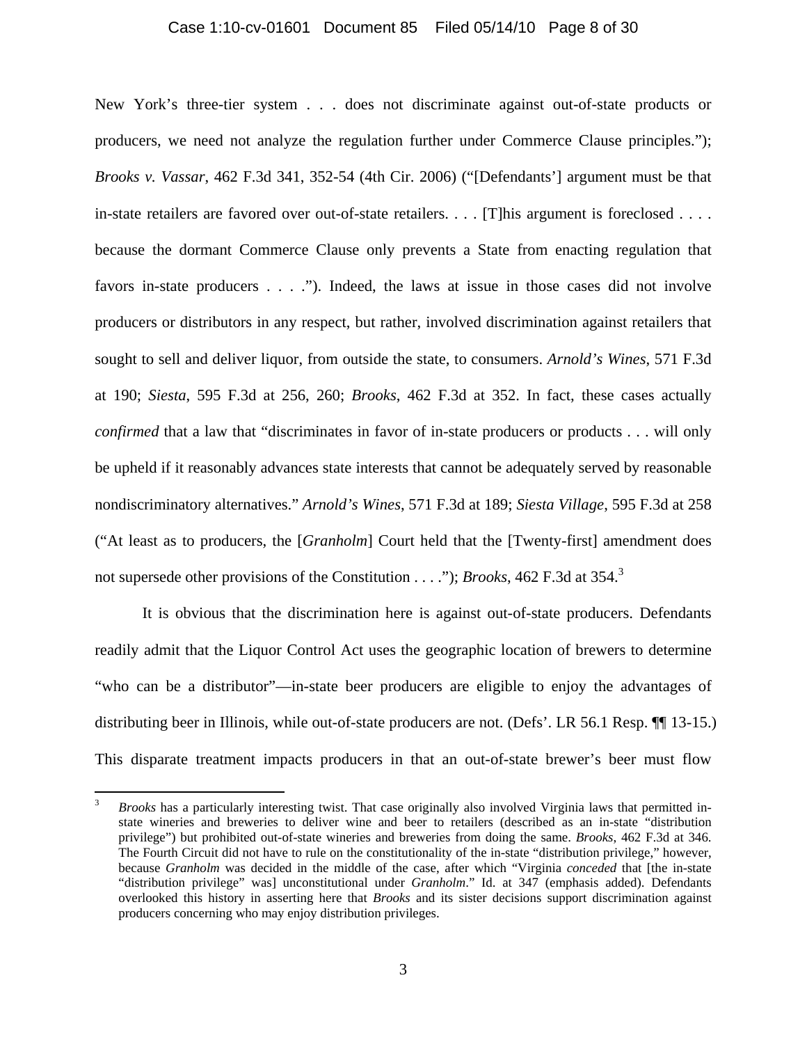New York's three-tier system . . . does not discriminate against out-of-state products or producers, we need not analyze the regulation further under Commerce Clause principles."); *Brooks v. Vassar*, 462 F.3d 341, 352-54 (4th Cir. 2006) ("[Defendants'] argument must be that in-state retailers are favored over out-of-state retailers. . . . [T]his argument is foreclosed . . . . because the dormant Commerce Clause only prevents a State from enacting regulation that favors in-state producers . . . ."). Indeed, the laws at issue in those cases did not involve producers or distributors in any respect, but rather, involved discrimination against retailers that sought to sell and deliver liquor, from outside the state, to consumers. *Arnold's Wines*, 571 F.3d at 190; *Siesta*, 595 F.3d at 256, 260; *Brooks*, 462 F.3d at 352. In fact, these cases actually *confirmed* that a law that "discriminates in favor of in-state producers or products . . . will only be upheld if it reasonably advances state interests that cannot be adequately served by reasonable nondiscriminatory alternatives." *Arnold's Wines*, 571 F.3d at 189; *Siesta Village*, 595 F.3d at 258 ("At least as to producers, the [*Granholm*] Court held that the [Twenty-first] amendment does not supersede other provisions of the Constitution . . . ."); *Brooks*, 462 F.3d at 354.[3]

It is obvious that the discrimination here is against out-of-state producers. Defendants readily admit that the Liquor Control Act uses the geographic location of brewers to determine "who can be a distributor"—in-state beer producers are eligible to enjoy the advantages of distributing beer in Illinois, while out-of-state producers are not. (Defs'. LR 56.1 Resp. ¶¶ 13-15.) This disparate treatment impacts producers in that an out-of-state brewer's beer must flow

---

[3] *Brooks* has a particularly interesting twist. That case originally also involved Virginia laws that permitted in-state wineries and breweries to deliver wine and beer to retailers (described as an in-state "distribution privilege") but prohibited out-of-state wineries and breweries from doing the same. *Brooks*, 462 F.3d at 346. The Fourth Circuit did not have to rule on the constitutionality of the in-state "distribution privilege," however, because *Granholm* was decided in the middle of the case, after which "Virginia *conceded* that [the in-state "distribution privilege" was] unconstitutional under *Granholm*." Id. at 347 (emphasis added). Defendants overlooked this history in asserting here that *Brooks* and its sister decisions support discrimination against producers concerning who may enjoy distribution privileges.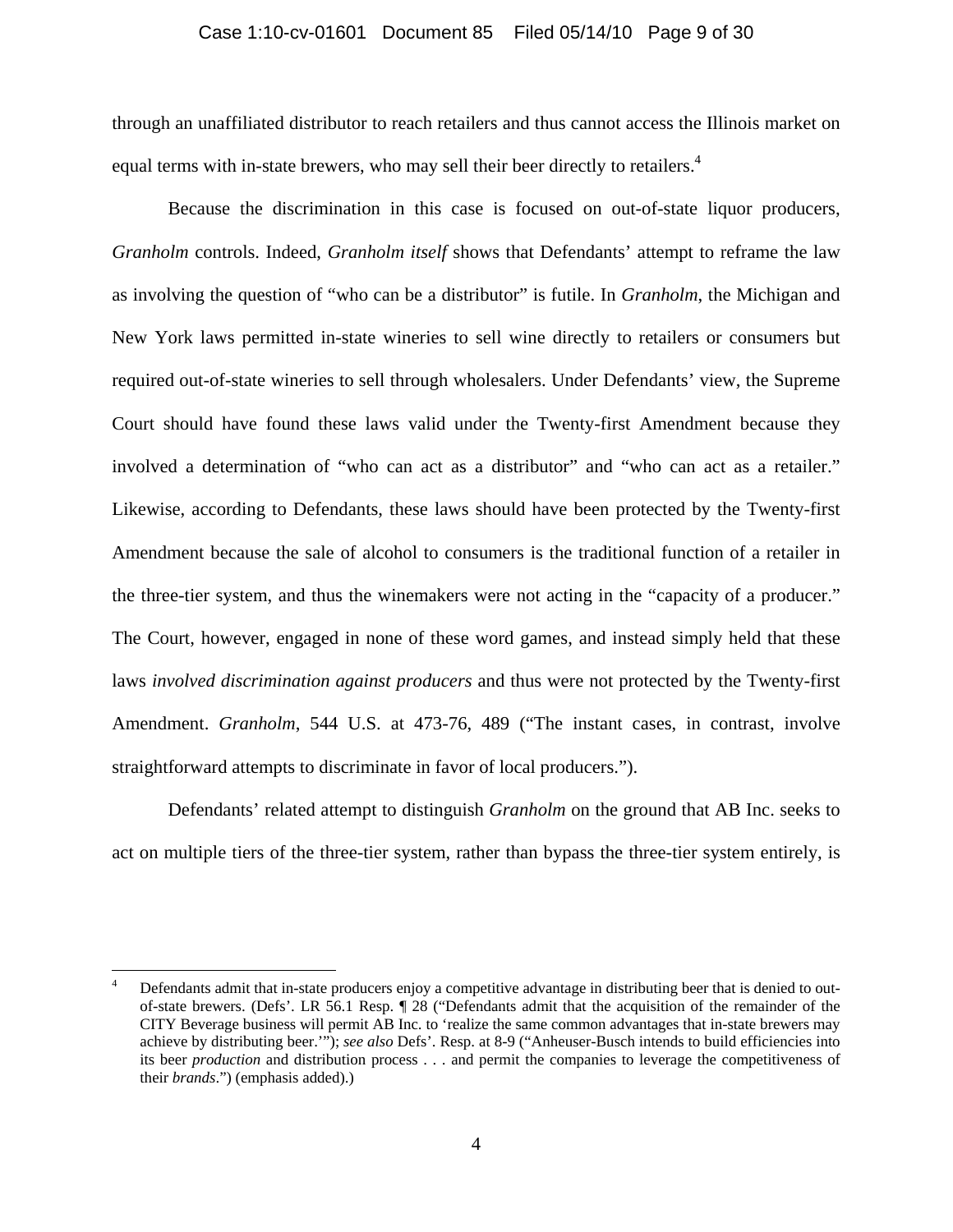through an unaffiliated distributor to reach retailers and thus cannot access the Illinois market on equal terms with in-state brewers, who may sell their beer directly to retailers.[4]

Because the discrimination in this case is focused on out-of-state liquor producers, *Granholm* controls. Indeed, *Granholm itself* shows that Defendants' attempt to reframe the law as involving the question of "who can be a distributor" is futile. In *Granholm*, the Michigan and New York laws permitted in-state wineries to sell wine directly to retailers or consumers but required out-of-state wineries to sell through wholesalers. Under Defendants' view, the Supreme Court should have found these laws valid under the Twenty-first Amendment because they involved a determination of "who can act as a distributor" and "who can act as a retailer." Likewise, according to Defendants, these laws should have been protected by the Twenty-first Amendment because the sale of alcohol to consumers is the traditional function of a retailer in the three-tier system, and thus the winemakers were not acting in the "capacity of a producer." The Court, however, engaged in none of these word games, and instead simply held that these laws *involved discrimination against producers* and thus were not protected by the Twenty-first Amendment. *Granholm*, 544 U.S. at 473-76, 489 ("The instant cases, in contrast, involve straightforward attempts to discriminate in favor of local producers.").

Defendants' related attempt to distinguish *Granholm* on the ground that AB Inc. seeks to act on multiple tiers of the three-tier system, rather than bypass the three-tier system entirely, is

---

[4] Defendants admit that in-state producers enjoy a competitive advantage in distributing beer that is denied to out-of-state brewers. (Defs'. LR 56.1 Resp. ¶ 28 ("Defendants admit that the acquisition of the remainder of the CITY Beverage business will permit AB Inc. to 'realize the same common advantages that in-state brewers may achieve by distributing beer.'"); *see also* Defs'. Resp. at 8-9 ("Anheuser-Busch intends to build efficiencies into its beer *production* and distribution process . . . and permit the companies to leverage the competitiveness of their *brands*.") (emphasis added).)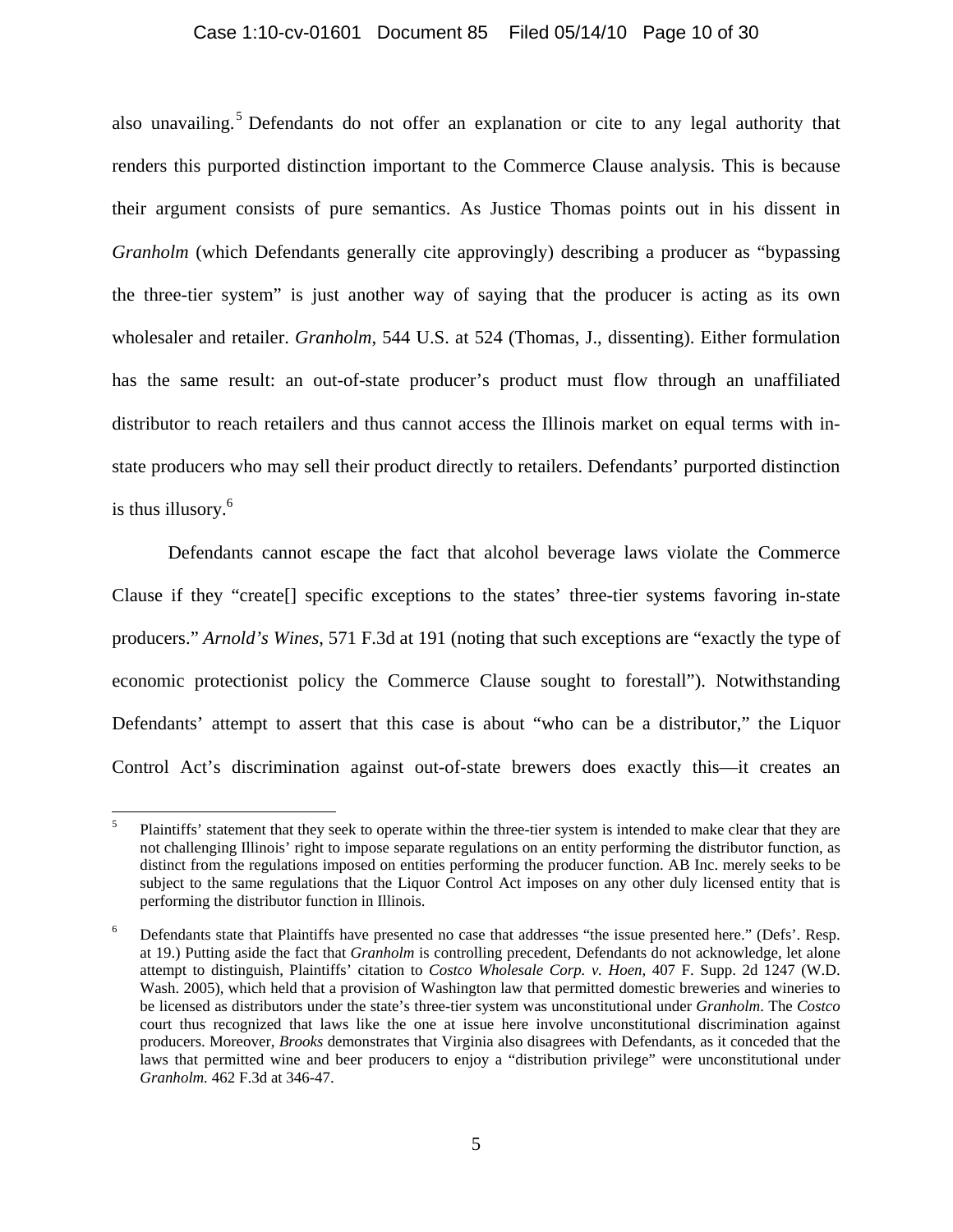also unavailing.[5] Defendants do not offer an explanation or cite to any legal authority that renders this purported distinction important to the Commerce Clause analysis. This is because their argument consists of pure semantics. As Justice Thomas points out in his dissent in *Granholm* (which Defendants generally cite approvingly) describing a producer as "bypassing the three-tier system" is just another way of saying that the producer is acting as its own wholesaler and retailer. *Granholm*, 544 U.S. at 524 (Thomas, J., dissenting). Either formulation has the same result: an out-of-state producer's product must flow through an unaffiliated distributor to reach retailers and thus cannot access the Illinois market on equal terms with in-state producers who may sell their product directly to retailers. Defendants' purported distinction is thus illusory.[6]

Defendants cannot escape the fact that alcohol beverage laws violate the Commerce Clause if they "create[] specific exceptions to the states' three-tier systems favoring in-state producers." *Arnold's Wines*, 571 F.3d at 191 (noting that such exceptions are "exactly the type of economic protectionist policy the Commerce Clause sought to forestall"). Notwithstanding Defendants' attempt to assert that this case is about "who can be a distributor," the Liquor Control Act's discrimination against out-of-state brewers does exactly this—it creates an

---

[5] Plaintiffs' statement that they seek to operate within the three-tier system is intended to make clear that they are not challenging Illinois' right to impose separate regulations on an entity performing the distributor function, as distinct from the regulations imposed on entities performing the producer function. AB Inc. merely seeks to be subject to the same regulations that the Liquor Control Act imposes on any other duly licensed entity that is performing the distributor function in Illinois.

[6] Defendants state that Plaintiffs have presented no case that addresses "the issue presented here." (Defs'. Resp. at 19.) Putting aside the fact that *Granholm* is controlling precedent, Defendants do not acknowledge, let alone attempt to distinguish, Plaintiffs' citation to *Costco Wholesale Corp. v. Hoen*, 407 F. Supp. 2d 1247 (W.D. Wash. 2005), which held that a provision of Washington law that permitted domestic breweries and wineries to be licensed as distributors under the state's three-tier system was unconstitutional under *Granholm*. The *Costco* court thus recognized that laws like the one at issue here involve unconstitutional discrimination against producers. Moreover, *Brooks* demonstrates that Virginia also disagrees with Defendants, as it conceded that the laws that permitted wine and beer producers to enjoy a "distribution privilege" were unconstitutional under *Granholm.* 462 F.3d at 346-47.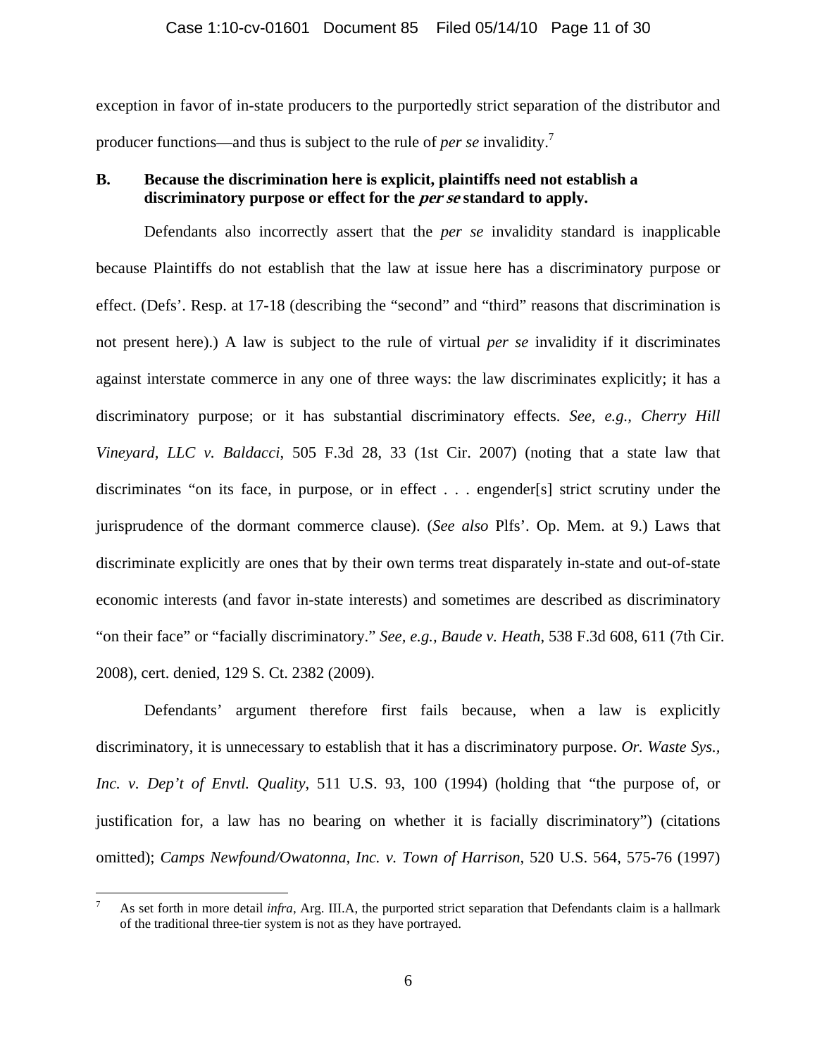exception in favor of in-state producers to the purportedly strict separation of the distributor and producer functions—and thus is subject to the rule of *per se* invalidity.[7]

**B. Because the discrimination here is explicit, plaintiffs need not establish a discriminatory purpose or effect for the *per se* standard to apply.**

Defendants also incorrectly assert that the *per se* invalidity standard is inapplicable because Plaintiffs do not establish that the law at issue here has a discriminatory purpose or effect. (Defs'. Resp. at 17-18 (describing the "second" and "third" reasons that discrimination is not present here).) A law is subject to the rule of virtual *per se* invalidity if it discriminates against interstate commerce in any one of three ways: the law discriminates explicitly; it has a discriminatory purpose; or it has substantial discriminatory effects. *See, e.g., Cherry Hill Vineyard, LLC v. Baldacci*, 505 F.3d 28, 33 (1st Cir. 2007) (noting that a state law that discriminates "on its face, in purpose, or in effect . . . engender[s] strict scrutiny under the jurisprudence of the dormant commerce clause). (*See also* Plfs'. Op. Mem. at 9.) Laws that discriminate explicitly are ones that by their own terms treat disparately in-state and out-of-state economic interests (and favor in-state interests) and sometimes are described as discriminatory "on their face" or "facially discriminatory." *See, e.g., Baude v. Heath*, 538 F.3d 608, 611 (7th Cir. 2008), cert. denied, 129 S. Ct. 2382 (2009).

Defendants' argument therefore first fails because, when a law is explicitly discriminatory, it is unnecessary to establish that it has a discriminatory purpose. *Or. Waste Sys., Inc. v. Dep't of Envtl. Quality*, 511 U.S. 93, 100 (1994) (holding that "the purpose of, or justification for, a law has no bearing on whether it is facially discriminatory") (citations omitted); *Camps Newfound/Owatonna, Inc. v. Town of Harrison*, 520 U.S. 564, 575-76 (1997)

---

[7] As set forth in more detail *infra*, Arg. III.A, the purported strict separation that Defendants claim is a hallmark of the traditional three-tier system is not as they have portrayed.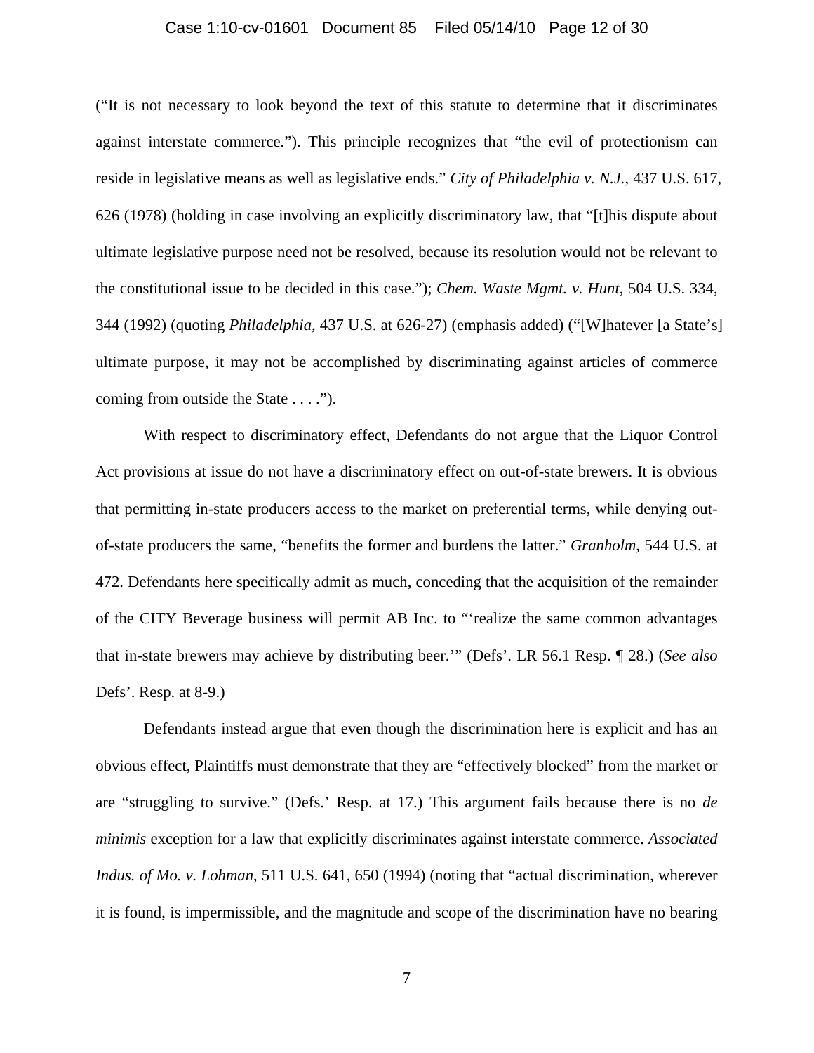("It is not necessary to look beyond the text of this statute to determine that it discriminates against interstate commerce."). This principle recognizes that "the evil of protectionism can reside in legislative means as well as legislative ends." *City of Philadelphia v. N.J.*, 437 U.S. 617, 626 (1978) (holding in case involving an explicitly discriminatory law, that "[t]his dispute about ultimate legislative purpose need not be resolved, because its resolution would not be relevant to the constitutional issue to be decided in this case."); *Chem. Waste Mgmt. v. Hunt*, 504 U.S. 334, 344 (1992) (quoting *Philadelphia*, 437 U.S. at 626-27) (emphasis added) ("[W]hatever [a State's] ultimate purpose, it may not be accomplished by discriminating against articles of commerce coming from outside the State . . . .").

With respect to discriminatory effect, Defendants do not argue that the Liquor Control Act provisions at issue do not have a discriminatory effect on out-of-state brewers. It is obvious that permitting in-state producers access to the market on preferential terms, while denying out-of-state producers the same, "benefits the former and burdens the latter." *Granholm*, 544 U.S. at 472. Defendants here specifically admit as much, conceding that the acquisition of the remainder of the CITY Beverage business will permit AB Inc. to "'realize the same common advantages that in-state brewers may achieve by distributing beer.'" (Defs'. LR 56.1 Resp. ¶ 28.) (*See also* Defs'. Resp. at 8-9.)

Defendants instead argue that even though the discrimination here is explicit and has an obvious effect, Plaintiffs must demonstrate that they are "effectively blocked" from the market or are "struggling to survive." (Defs.' Resp. at 17.) This argument fails because there is no *de minimis* exception for a law that explicitly discriminates against interstate commerce. *Associated Indus. of Mo. v. Lohman*, 511 U.S. 641, 650 (1994) (noting that "actual discrimination, wherever it is found, is impermissible, and the magnitude and scope of the discrimination have no bearing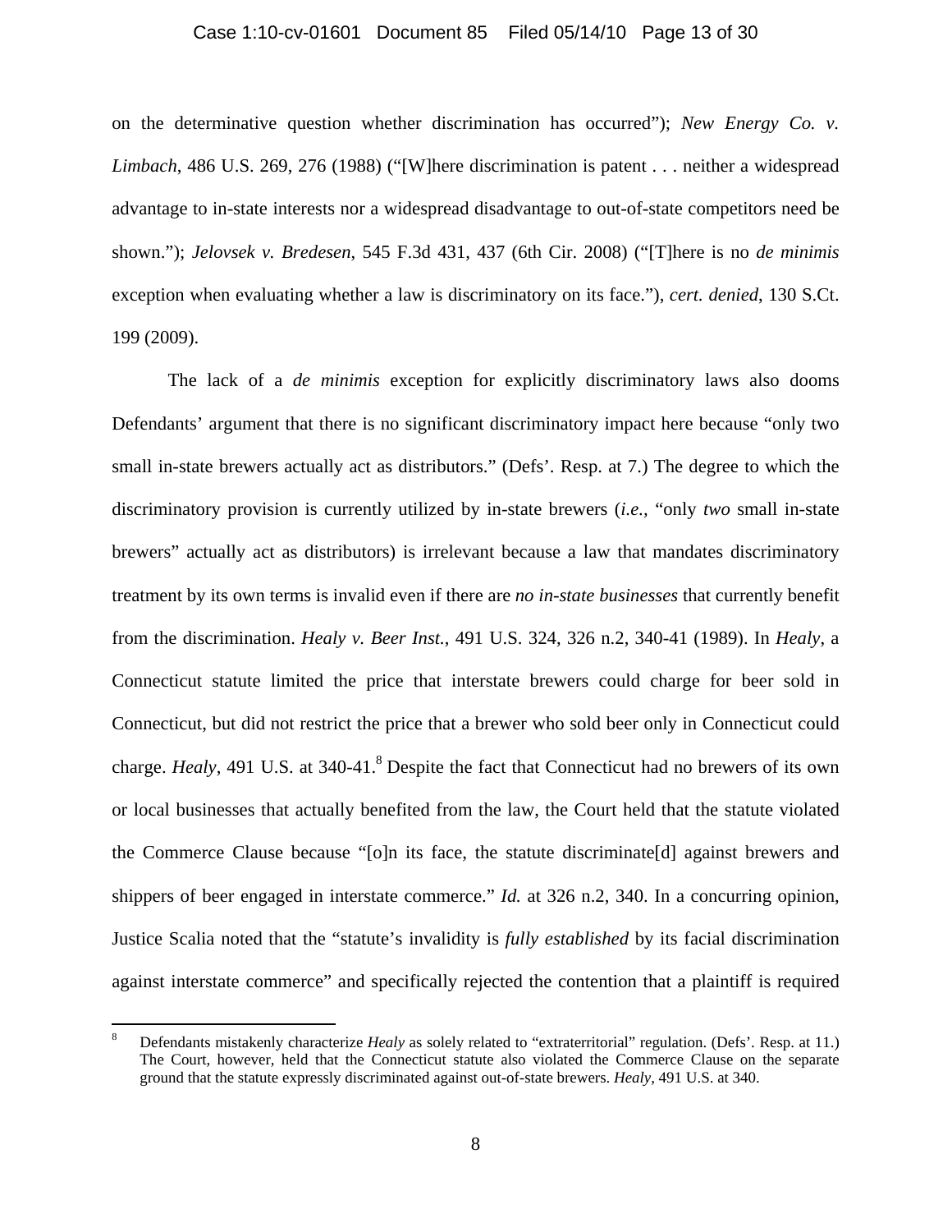on the determinative question whether discrimination has occurred"); *New Energy Co. v. Limbach*, 486 U.S. 269, 276 (1988) ("[W]here discrimination is patent . . . neither a widespread advantage to in-state interests nor a widespread disadvantage to out-of-state competitors need be shown."); *Jelovsek v. Bredesen*, 545 F.3d 431, 437 (6th Cir. 2008) ("[T]here is no *de minimis* exception when evaluating whether a law is discriminatory on its face."), *cert. denied*, 130 S.Ct. 199 (2009).

The lack of a *de minimis* exception for explicitly discriminatory laws also dooms Defendants' argument that there is no significant discriminatory impact here because "only two small in-state brewers actually act as distributors." (Defs'. Resp. at 7.) The degree to which the discriminatory provision is currently utilized by in-state brewers (*i.e.*, "only *two* small in-state brewers" actually act as distributors) is irrelevant because a law that mandates discriminatory treatment by its own terms is invalid even if there are *no in-state businesses* that currently benefit from the discrimination. *Healy v. Beer Inst.*, 491 U.S. 324, 326 n.2, 340-41 (1989). In *Healy*, a Connecticut statute limited the price that interstate brewers could charge for beer sold in Connecticut, but did not restrict the price that a brewer who sold beer only in Connecticut could charge. *Healy*, 491 U.S. at 340-41.[8] Despite the fact that Connecticut had no brewers of its own or local businesses that actually benefited from the law, the Court held that the statute violated the Commerce Clause because "[o]n its face, the statute discriminate[d] against brewers and shippers of beer engaged in interstate commerce." *Id.* at 326 n.2, 340. In a concurring opinion, Justice Scalia noted that the "statute's invalidity is *fully established* by its facial discrimination against interstate commerce" and specifically rejected the contention that a plaintiff is required

[8] Defendants mistakenly characterize *Healy* as solely related to "extraterritorial" regulation. (Defs'. Resp. at 11.) The Court, however, held that the Connecticut statute also violated the Commerce Clause on the separate ground that the statute expressly discriminated against out-of-state brewers. *Healy*, 491 U.S. at 340.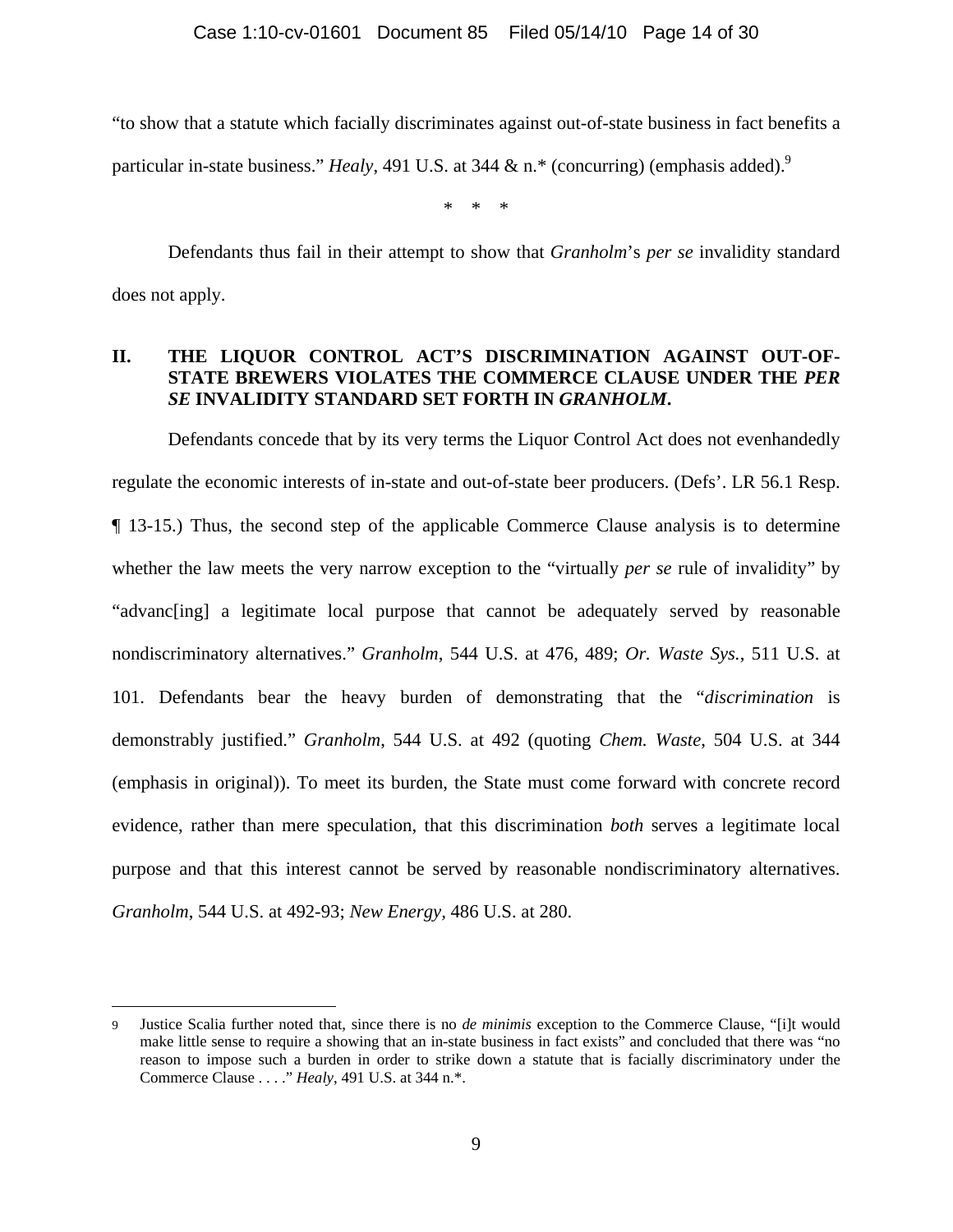"to show that a statute which facially discriminates against out-of-state business in fact benefits a particular in-state business." *Healy*, 491 U.S. at 344 & n.* (concurring) (emphasis added).[9]

\* \* \*

Defendants thus fail in their attempt to show that *Granholm*'s *per se* invalidity standard does not apply.

## II. THE LIQUOR CONTROL ACT'S DISCRIMINATION AGAINST OUT-OF-STATE BREWERS VIOLATES THE COMMERCE CLAUSE UNDER THE *PER SE* INVALIDITY STANDARD SET FORTH IN *GRANHOLM*.

Defendants concede that by its very terms the Liquor Control Act does not evenhandedly regulate the economic interests of in-state and out-of-state beer producers. (Defs'. LR 56.1 Resp. ¶ 13-15.) Thus, the second step of the applicable Commerce Clause analysis is to determine whether the law meets the very narrow exception to the "virtually *per se* rule of invalidity" by "advanc[ing] a legitimate local purpose that cannot be adequately served by reasonable nondiscriminatory alternatives." *Granholm*, 544 U.S. at 476, 489; *Or. Waste Sys.*, 511 U.S. at 101. Defendants bear the heavy burden of demonstrating that the "*discrimination* is demonstrably justified." *Granholm*, 544 U.S. at 492 (quoting *Chem. Waste*, 504 U.S. at 344 (emphasis in original)). To meet its burden, the State must come forward with concrete record evidence, rather than mere speculation, that this discrimination *both* serves a legitimate local purpose and that this interest cannot be served by reasonable nondiscriminatory alternatives. *Granholm*, 544 U.S. at 492-93; *New Energy*, 486 U.S. at 280.

---

[9] Justice Scalia further noted that, since there is no *de minimis* exception to the Commerce Clause, "[i]t would make little sense to require a showing that an in-state business in fact exists" and concluded that there was "no reason to impose such a burden in order to strike down a statute that is facially discriminatory under the Commerce Clause . . . ." *Healy*, 491 U.S. at 344 n.*.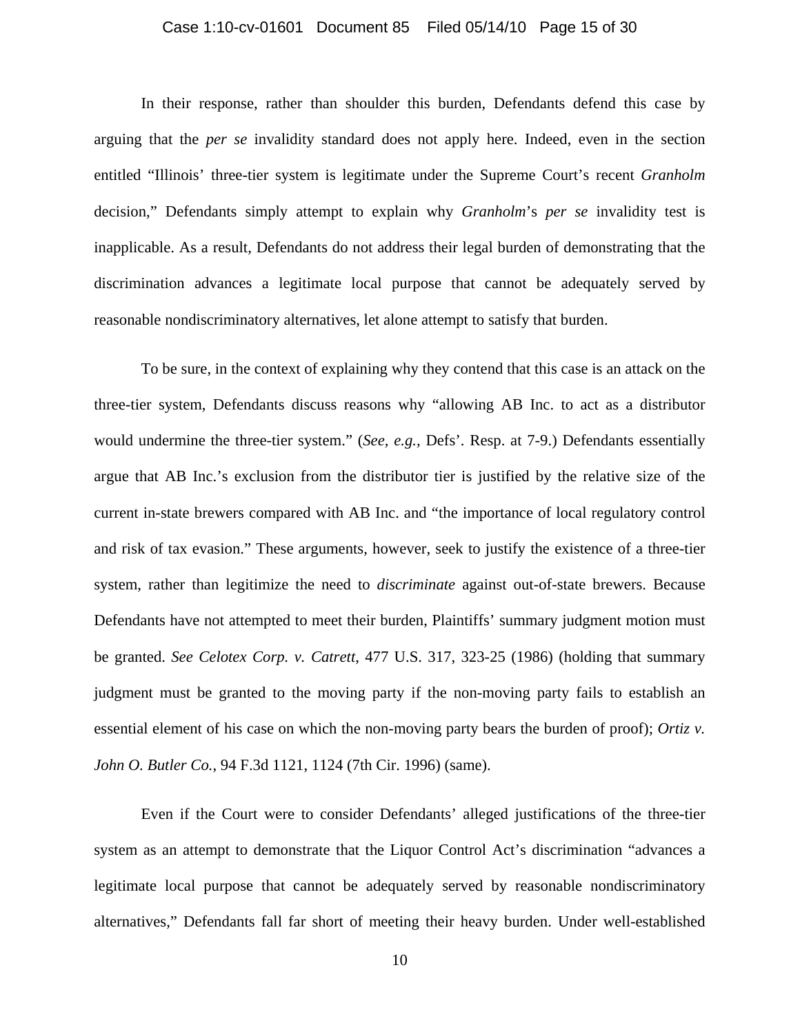In their response, rather than shoulder this burden, Defendants defend this case by arguing that the *per se* invalidity standard does not apply here. Indeed, even in the section entitled "Illinois' three-tier system is legitimate under the Supreme Court's recent *Granholm* decision," Defendants simply attempt to explain why *Granholm*'s *per se* invalidity test is inapplicable. As a result, Defendants do not address their legal burden of demonstrating that the discrimination advances a legitimate local purpose that cannot be adequately served by reasonable nondiscriminatory alternatives, let alone attempt to satisfy that burden.

To be sure, in the context of explaining why they contend that this case is an attack on the three-tier system, Defendants discuss reasons why "allowing AB Inc. to act as a distributor would undermine the three-tier system." (*See, e.g.,* Defs'. Resp. at 7-9.) Defendants essentially argue that AB Inc.'s exclusion from the distributor tier is justified by the relative size of the current in-state brewers compared with AB Inc. and "the importance of local regulatory control and risk of tax evasion." These arguments, however, seek to justify the existence of a three-tier system, rather than legitimize the need to *discriminate* against out-of-state brewers. Because Defendants have not attempted to meet their burden, Plaintiffs' summary judgment motion must be granted. *See Celotex Corp. v. Catrett*, 477 U.S. 317, 323-25 (1986) (holding that summary judgment must be granted to the moving party if the non-moving party fails to establish an essential element of his case on which the non-moving party bears the burden of proof); *Ortiz v. John O. Butler Co.*, 94 F.3d 1121, 1124 (7th Cir. 1996) (same).

Even if the Court were to consider Defendants' alleged justifications of the three-tier system as an attempt to demonstrate that the Liquor Control Act's discrimination "advances a legitimate local purpose that cannot be adequately served by reasonable nondiscriminatory alternatives," Defendants fall far short of meeting their heavy burden. Under well-established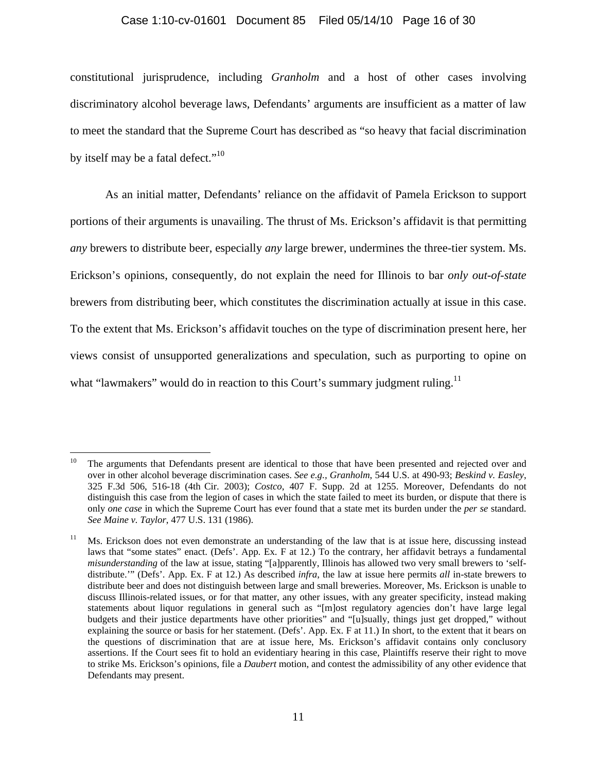constitutional jurisprudence, including *Granholm* and a host of other cases involving discriminatory alcohol beverage laws, Defendants' arguments are insufficient as a matter of law to meet the standard that the Supreme Court has described as "so heavy that facial discrimination by itself may be a fatal defect."[10]

As an initial matter, Defendants' reliance on the affidavit of Pamela Erickson to support portions of their arguments is unavailing. The thrust of Ms. Erickson's affidavit is that permitting *any* brewers to distribute beer, especially *any* large brewer, undermines the three-tier system. Ms. Erickson's opinions, consequently, do not explain the need for Illinois to bar *only out-of-state* brewers from distributing beer, which constitutes the discrimination actually at issue in this case. To the extent that Ms. Erickson's affidavit touches on the type of discrimination present here, her views consist of unsupported generalizations and speculation, such as purporting to opine on what "lawmakers" would do in reaction to this Court's summary judgment ruling.[11]

---

[10] The arguments that Defendants present are identical to those that have been presented and rejected over and over in other alcohol beverage discrimination cases. *See e.g.*, *Granholm*, 544 U.S. at 490-93; *Beskind v. Easley*, 325 F.3d 506, 516-18 (4th Cir. 2003); *Costco*, 407 F. Supp. 2d at 1255. Moreover, Defendants do not distinguish this case from the legion of cases in which the state failed to meet its burden, or dispute that there is only *one case* in which the Supreme Court has ever found that a state met its burden under the *per se* standard. *See Maine v. Taylor*, 477 U.S. 131 (1986).

[11] Ms. Erickson does not even demonstrate an understanding of the law that is at issue here, discussing instead laws that "some states" enact. (Defs'. App. Ex. F at 12.) To the contrary, her affidavit betrays a fundamental *misunderstanding* of the law at issue, stating "[a]pparently, Illinois has allowed two very small brewers to 'self-distribute.'" (Defs'. App. Ex. F at 12.) As described *infra*, the law at issue here permits *all* in-state brewers to distribute beer and does not distinguish between large and small breweries. Moreover, Ms. Erickson is unable to discuss Illinois-related issues, or for that matter, any other issues, with any greater specificity, instead making statements about liquor regulations in general such as "[m]ost regulatory agencies don't have large legal budgets and their justice departments have other priorities" and "[u]sually, things just get dropped," without explaining the source or basis for her statement. (Defs'. App. Ex. F at 11.) In short, to the extent that it bears on the questions of discrimination that are at issue here, Ms. Erickson's affidavit contains only conclusory assertions. If the Court sees fit to hold an evidentiary hearing in this case, Plaintiffs reserve their right to move to strike Ms. Erickson's opinions, file a *Daubert* motion, and contest the admissibility of any other evidence that Defendants may present.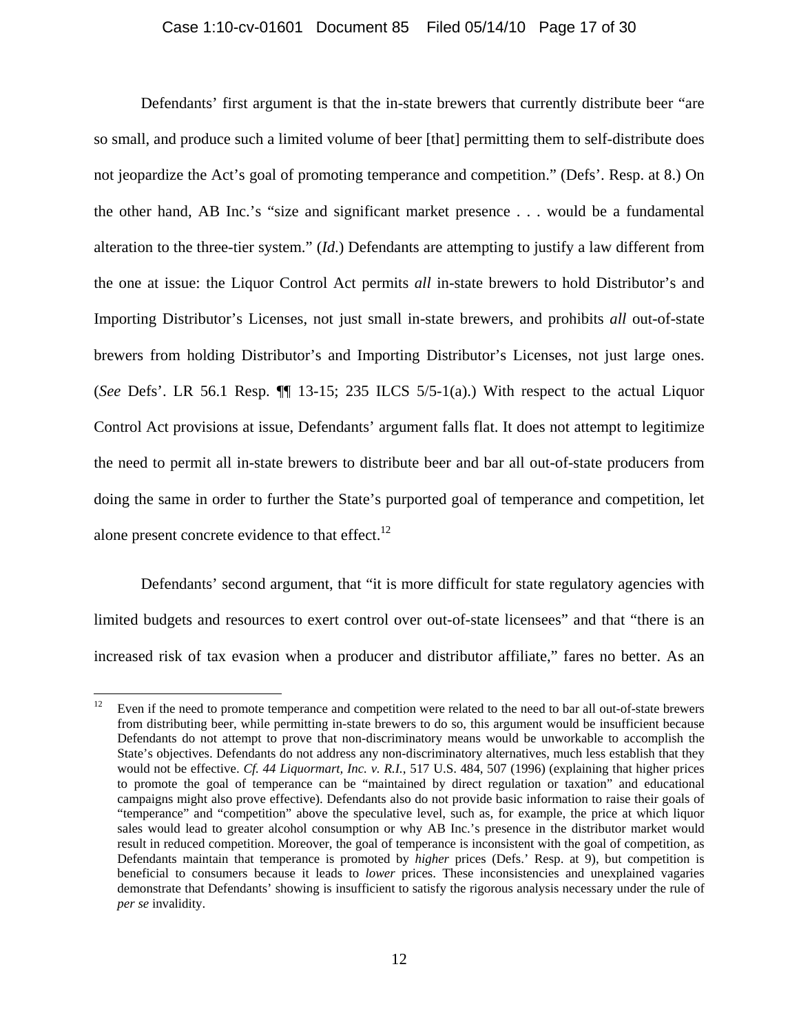Defendants' first argument is that the in-state brewers that currently distribute beer "are so small, and produce such a limited volume of beer [that] permitting them to self-distribute does not jeopardize the Act's goal of promoting temperance and competition." (Defs'. Resp. at 8.) On the other hand, AB Inc.'s "size and significant market presence . . . would be a fundamental alteration to the three-tier system." (*Id*.) Defendants are attempting to justify a law different from the one at issue: the Liquor Control Act permits *all* in-state brewers to hold Distributor's and Importing Distributor's Licenses, not just small in-state brewers, and prohibits *all* out-of-state brewers from holding Distributor's and Importing Distributor's Licenses, not just large ones. (*See* Defs'. LR 56.1 Resp. ¶¶ 13-15; 235 ILCS 5/5-1(a).) With respect to the actual Liquor Control Act provisions at issue, Defendants' argument falls flat. It does not attempt to legitimize the need to permit all in-state brewers to distribute beer and bar all out-of-state producers from doing the same in order to further the State's purported goal of temperance and competition, let alone present concrete evidence to that effect.[12]

Defendants' second argument, that "it is more difficult for state regulatory agencies with limited budgets and resources to exert control over out-of-state licensees" and that "there is an increased risk of tax evasion when a producer and distributor affiliate," fares no better. As an

---

[12] Even if the need to promote temperance and competition were related to the need to bar all out-of-state brewers from distributing beer, while permitting in-state brewers to do so, this argument would be insufficient because Defendants do not attempt to prove that non-discriminatory means would be unworkable to accomplish the State's objectives. Defendants do not address any non-discriminatory alternatives, much less establish that they would not be effective. *Cf. 44 Liquormart, Inc. v. R.I.*, 517 U.S. 484, 507 (1996) (explaining that higher prices to promote the goal of temperance can be "maintained by direct regulation or taxation" and educational campaigns might also prove effective). Defendants also do not provide basic information to raise their goals of "temperance" and "competition" above the speculative level, such as, for example, the price at which liquor sales would lead to greater alcohol consumption or why AB Inc.'s presence in the distributor market would result in reduced competition. Moreover, the goal of temperance is inconsistent with the goal of competition, as Defendants maintain that temperance is promoted by *higher* prices (Defs.' Resp. at 9), but competition is beneficial to consumers because it leads to *lower* prices. These inconsistencies and unexplained vagaries demonstrate that Defendants' showing is insufficient to satisfy the rigorous analysis necessary under the rule of *per se* invalidity.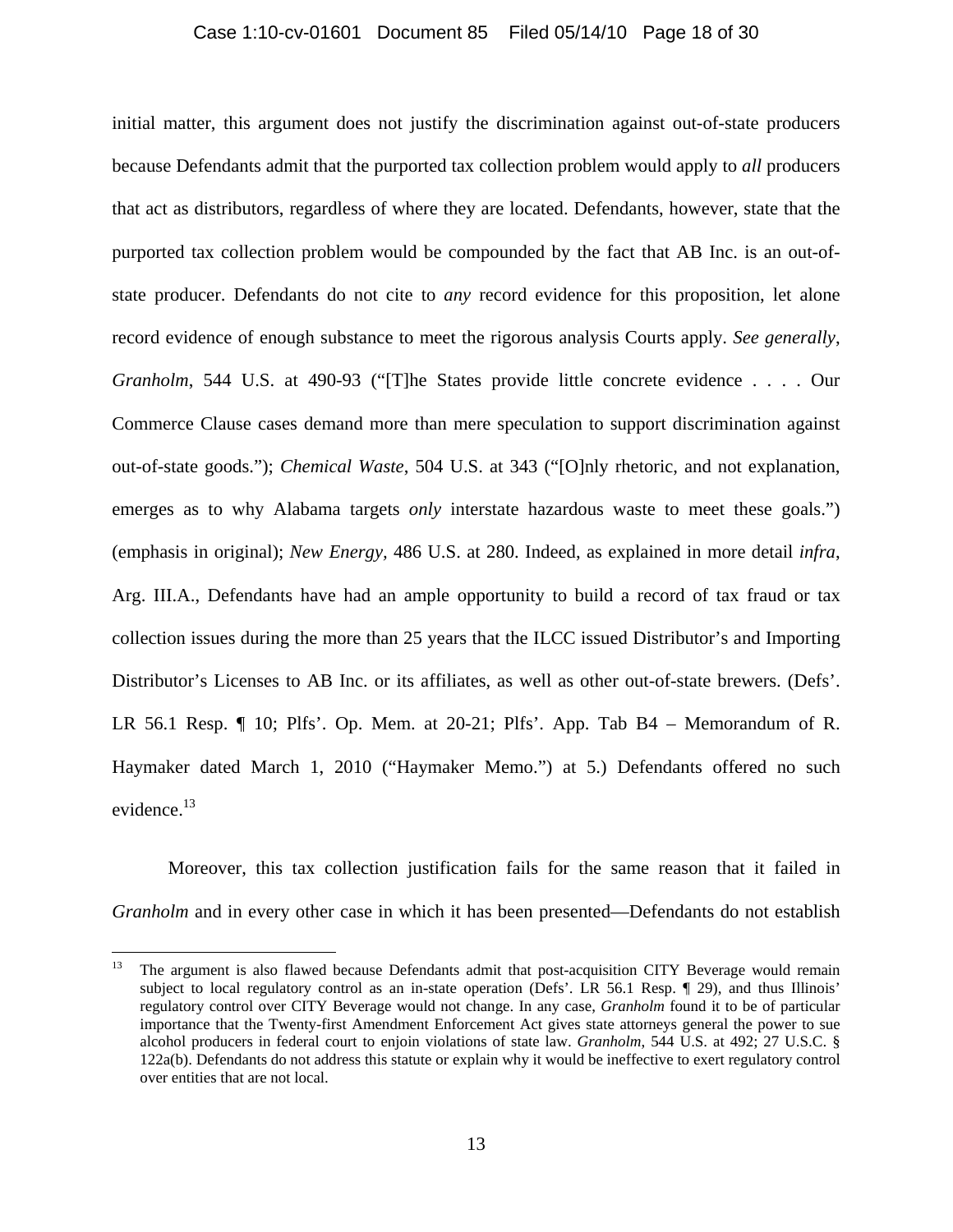initial matter, this argument does not justify the discrimination against out-of-state producers because Defendants admit that the purported tax collection problem would apply to *all* producers that act as distributors, regardless of where they are located. Defendants, however, state that the purported tax collection problem would be compounded by the fact that AB Inc. is an out-of-state producer. Defendants do not cite to *any* record evidence for this proposition, let alone record evidence of enough substance to meet the rigorous analysis Courts apply. *See generally*, *Granholm*, 544 U.S. at 490-93 ("[T]he States provide little concrete evidence . . . . Our Commerce Clause cases demand more than mere speculation to support discrimination against out-of-state goods."); *Chemical Waste*, 504 U.S. at 343 ("[O]nly rhetoric, and not explanation, emerges as to why Alabama targets *only* interstate hazardous waste to meet these goals.") (emphasis in original); *New Energy,* 486 U.S. at 280. Indeed, as explained in more detail *infra*, Arg. III.A., Defendants have had an ample opportunity to build a record of tax fraud or tax collection issues during the more than 25 years that the ILCC issued Distributor's and Importing Distributor's Licenses to AB Inc. or its affiliates, as well as other out-of-state brewers. (Defs'. LR 56.1 Resp. ¶ 10; Plfs'. Op. Mem. at 20-21; Plfs'. App. Tab B4 – Memorandum of R. Haymaker dated March 1, 2010 ("Haymaker Memo.") at 5.) Defendants offered no such evidence.[13]

Moreover, this tax collection justification fails for the same reason that it failed in *Granholm* and in every other case in which it has been presented—Defendants do not establish

---

[13] The argument is also flawed because Defendants admit that post-acquisition CITY Beverage would remain subject to local regulatory control as an in-state operation (Defs'. LR 56.1 Resp. ¶ 29), and thus Illinois' regulatory control over CITY Beverage would not change. In any case, *Granholm* found it to be of particular importance that the Twenty-first Amendment Enforcement Act gives state attorneys general the power to sue alcohol producers in federal court to enjoin violations of state law. *Granholm*, 544 U.S. at 492; 27 U.S.C. § 122a(b). Defendants do not address this statute or explain why it would be ineffective to exert regulatory control over entities that are not local.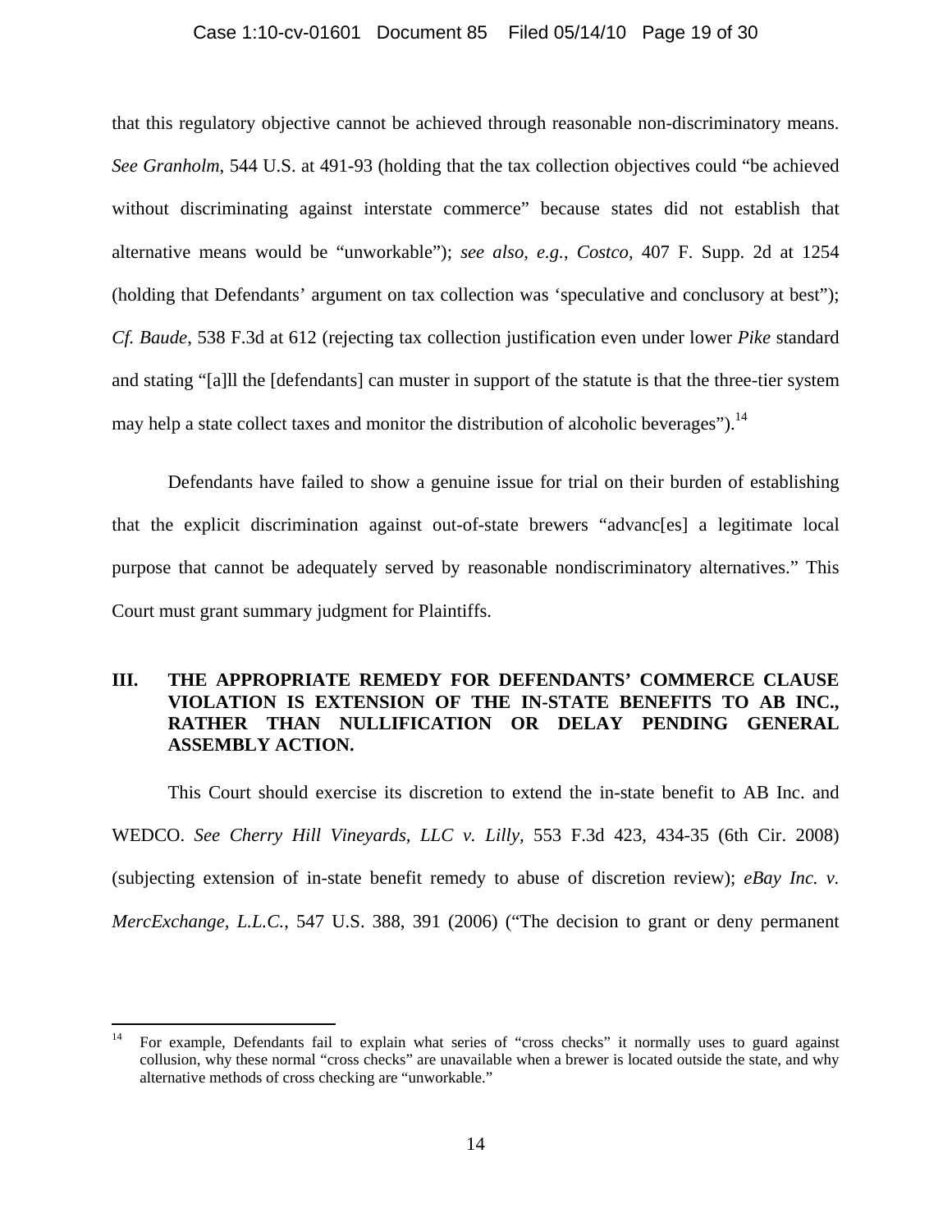that this regulatory objective cannot be achieved through reasonable non-discriminatory means. *See Granholm*, 544 U.S. at 491-93 (holding that the tax collection objectives could "be achieved without discriminating against interstate commerce" because states did not establish that alternative means would be "unworkable"); *see also*, *e.g.*, *Costco*, 407 F. Supp. 2d at 1254 (holding that Defendants' argument on tax collection was 'speculative and conclusory at best"); *Cf. Baude*, 538 F.3d at 612 (rejecting tax collection justification even under lower *Pike* standard and stating "[a]ll the [defendants] can muster in support of the statute is that the three-tier system may help a state collect taxes and monitor the distribution of alcoholic beverages").[14]

Defendants have failed to show a genuine issue for trial on their burden of establishing that the explicit discrimination against out-of-state brewers "advanc[es] a legitimate local purpose that cannot be adequately served by reasonable nondiscriminatory alternatives." This Court must grant summary judgment for Plaintiffs.

## III. THE APPROPRIATE REMEDY FOR DEFENDANTS' COMMERCE CLAUSE VIOLATION IS EXTENSION OF THE IN-STATE BENEFITS TO AB INC., RATHER THAN NULLIFICATION OR DELAY PENDING GENERAL ASSEMBLY ACTION.

This Court should exercise its discretion to extend the in-state benefit to AB Inc. and WEDCO. *See Cherry Hill Vineyards, LLC v. Lilly*, 553 F.3d 423, 434-35 (6th Cir. 2008) (subjecting extension of in-state benefit remedy to abuse of discretion review); *eBay Inc. v. MercExchange, L.L.C.*, 547 U.S. 388, 391 (2006) ("The decision to grant or deny permanent

---

[14] For example, Defendants fail to explain what series of "cross checks" it normally uses to guard against collusion, why these normal "cross checks" are unavailable when a brewer is located outside the state, and why alternative methods of cross checking are "unworkable."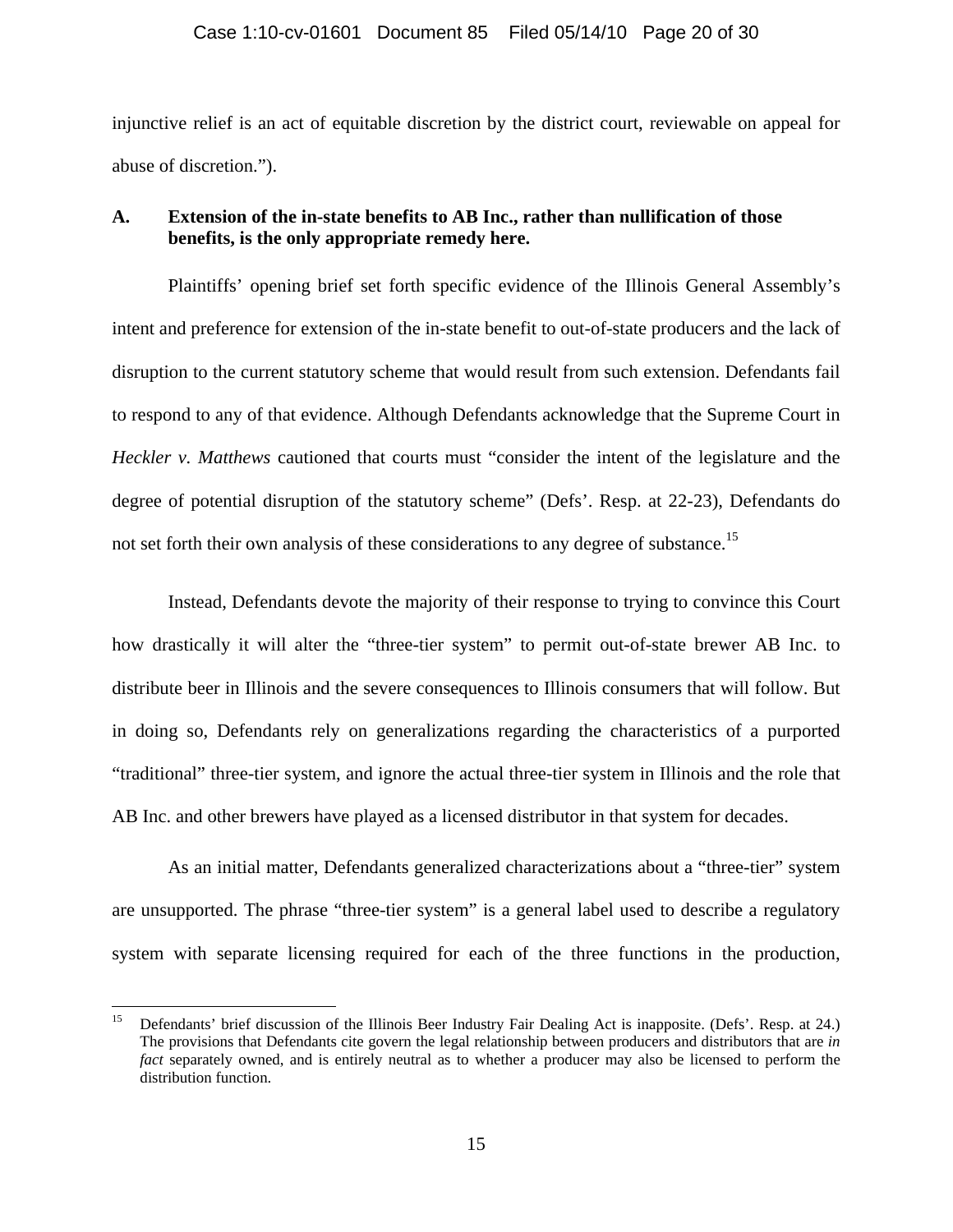injunctive relief is an act of equitable discretion by the district court, reviewable on appeal for abuse of discretion.").

### A. Extension of the in-state benefits to AB Inc., rather than nullification of those benefits, is the only appropriate remedy here.

Plaintiffs' opening brief set forth specific evidence of the Illinois General Assembly's intent and preference for extension of the in-state benefit to out-of-state producers and the lack of disruption to the current statutory scheme that would result from such extension. Defendants fail to respond to any of that evidence. Although Defendants acknowledge that the Supreme Court in *Heckler v. Matthews* cautioned that courts must "consider the intent of the legislature and the degree of potential disruption of the statutory scheme" (Defs'. Resp. at 22-23), Defendants do not set forth their own analysis of these considerations to any degree of substance.[15]

Instead, Defendants devote the majority of their response to trying to convince this Court how drastically it will alter the "three-tier system" to permit out-of-state brewer AB Inc. to distribute beer in Illinois and the severe consequences to Illinois consumers that will follow. But in doing so, Defendants rely on generalizations regarding the characteristics of a purported "traditional" three-tier system, and ignore the actual three-tier system in Illinois and the role that AB Inc. and other brewers have played as a licensed distributor in that system for decades.

As an initial matter, Defendants generalized characterizations about a "three-tier" system are unsupported. The phrase "three-tier system" is a general label used to describe a regulatory system with separate licensing required for each of the three functions in the production,

---

[15] Defendants' brief discussion of the Illinois Beer Industry Fair Dealing Act is inapposite. (Defs'. Resp. at 24.) The provisions that Defendants cite govern the legal relationship between producers and distributors that are *in fact* separately owned, and is entirely neutral as to whether a producer may also be licensed to perform the distribution function.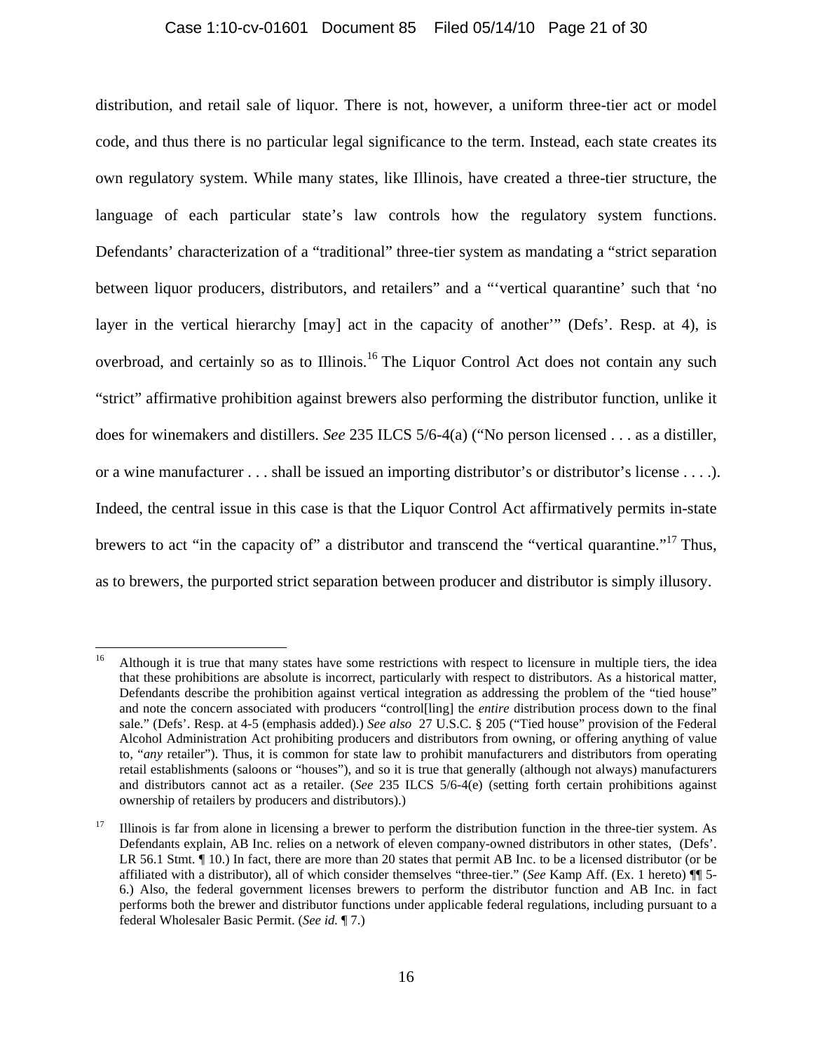distribution, and retail sale of liquor. There is not, however, a uniform three-tier act or model code, and thus there is no particular legal significance to the term. Instead, each state creates its own regulatory system. While many states, like Illinois, have created a three-tier structure, the language of each particular state's law controls how the regulatory system functions. Defendants' characterization of a "traditional" three-tier system as mandating a "strict separation between liquor producers, distributors, and retailers" and a "'vertical quarantine' such that 'no layer in the vertical hierarchy [may] act in the capacity of another'" (Defs'. Resp. at 4), is overbroad, and certainly so as to Illinois.[16] The Liquor Control Act does not contain any such "strict" affirmative prohibition against brewers also performing the distributor function, unlike it does for winemakers and distillers. *See* 235 ILCS 5/6-4(a) ("No person licensed . . . as a distiller, or a wine manufacturer . . . shall be issued an importing distributor's or distributor's license . . . .). Indeed, the central issue in this case is that the Liquor Control Act affirmatively permits in-state brewers to act "in the capacity of" a distributor and transcend the "vertical quarantine."[17] Thus, as to brewers, the purported strict separation between producer and distributor is simply illusory.

---

[16] Although it is true that many states have some restrictions with respect to licensure in multiple tiers, the idea that these prohibitions are absolute is incorrect, particularly with respect to distributors. As a historical matter, Defendants describe the prohibition against vertical integration as addressing the problem of the "tied house" and note the concern associated with producers "control[ling] the *entire* distribution process down to the final sale." (Defs'. Resp. at 4-5 (emphasis added).) *See also* 27 U.S.C. § 205 ("Tied house" provision of the Federal Alcohol Administration Act prohibiting producers and distributors from owning, or offering anything of value to, "*any* retailer"). Thus, it is common for state law to prohibit manufacturers and distributors from operating retail establishments (saloons or "houses"), and so it is true that generally (although not always) manufacturers and distributors cannot act as a retailer. (*See* 235 ILCS 5/6-4(e) (setting forth certain prohibitions against ownership of retailers by producers and distributors).)

[17] Illinois is far from alone in licensing a brewer to perform the distribution function in the three-tier system. As Defendants explain, AB Inc. relies on a network of eleven company-owned distributors in other states, (Defs'. LR 56.1 Stmt. ¶ 10.) In fact, there are more than 20 states that permit AB Inc. to be a licensed distributor (or be affiliated with a distributor), all of which consider themselves "three-tier." (*See* Kamp Aff. (Ex. 1 hereto) ¶¶ 5-6.) Also, the federal government licenses brewers to perform the distributor function and AB Inc. in fact performs both the brewer and distributor functions under applicable federal regulations, including pursuant to a federal Wholesaler Basic Permit. (*See id.* ¶ 7.)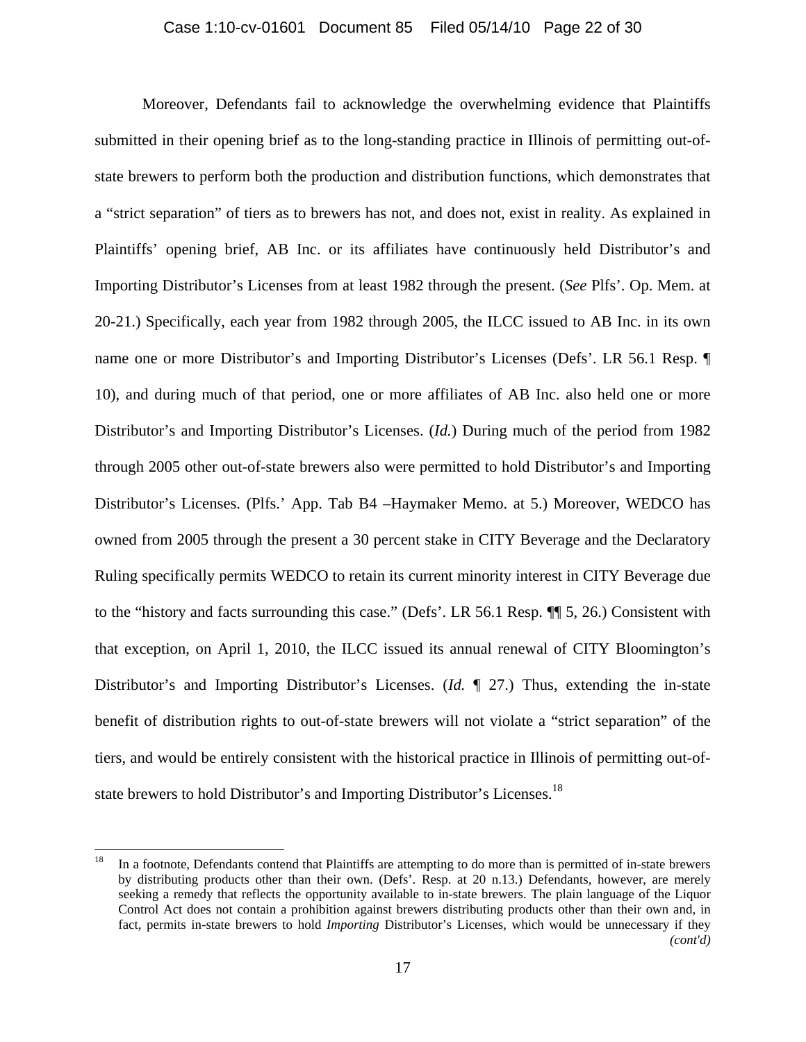Moreover, Defendants fail to acknowledge the overwhelming evidence that Plaintiffs submitted in their opening brief as to the long-standing practice in Illinois of permitting out-of-state brewers to perform both the production and distribution functions, which demonstrates that a "strict separation" of tiers as to brewers has not, and does not, exist in reality. As explained in Plaintiffs' opening brief, AB Inc. or its affiliates have continuously held Distributor's and Importing Distributor's Licenses from at least 1982 through the present. (*See* Plfs'. Op. Mem. at 20-21.) Specifically, each year from 1982 through 2005, the ILCC issued to AB Inc. in its own name one or more Distributor's and Importing Distributor's Licenses (Defs'. LR 56.1 Resp. ¶ 10), and during much of that period, one or more affiliates of AB Inc. also held one or more Distributor's and Importing Distributor's Licenses. (*Id.*) During much of the period from 1982 through 2005 other out-of-state brewers also were permitted to hold Distributor's and Importing Distributor's Licenses. (Plfs.' App. Tab B4 –Haymaker Memo. at 5.) Moreover, WEDCO has owned from 2005 through the present a 30 percent stake in CITY Beverage and the Declaratory Ruling specifically permits WEDCO to retain its current minority interest in CITY Beverage due to the "history and facts surrounding this case." (Defs'. LR 56.1 Resp. ¶¶ 5, 26.) Consistent with that exception, on April 1, 2010, the ILCC issued its annual renewal of CITY Bloomington's Distributor's and Importing Distributor's Licenses. (*Id.* ¶ 27.) Thus, extending the in-state benefit of distribution rights to out-of-state brewers will not violate a "strict separation" of the tiers, and would be entirely consistent with the historical practice in Illinois of permitting out-of-state brewers to hold Distributor's and Importing Distributor's Licenses.[18]

---

[18] In a footnote, Defendants contend that Plaintiffs are attempting to do more than is permitted of in-state brewers by distributing products other than their own. (Defs'. Resp. at 20 n.13.) Defendants, however, are merely seeking a remedy that reflects the opportunity available to in-state brewers. The plain language of the Liquor Control Act does not contain a prohibition against brewers distributing products other than their own and, in fact, permits in-state brewers to hold *Importing* Distributor's Licenses, which would be unnecessary if they *(cont'd)*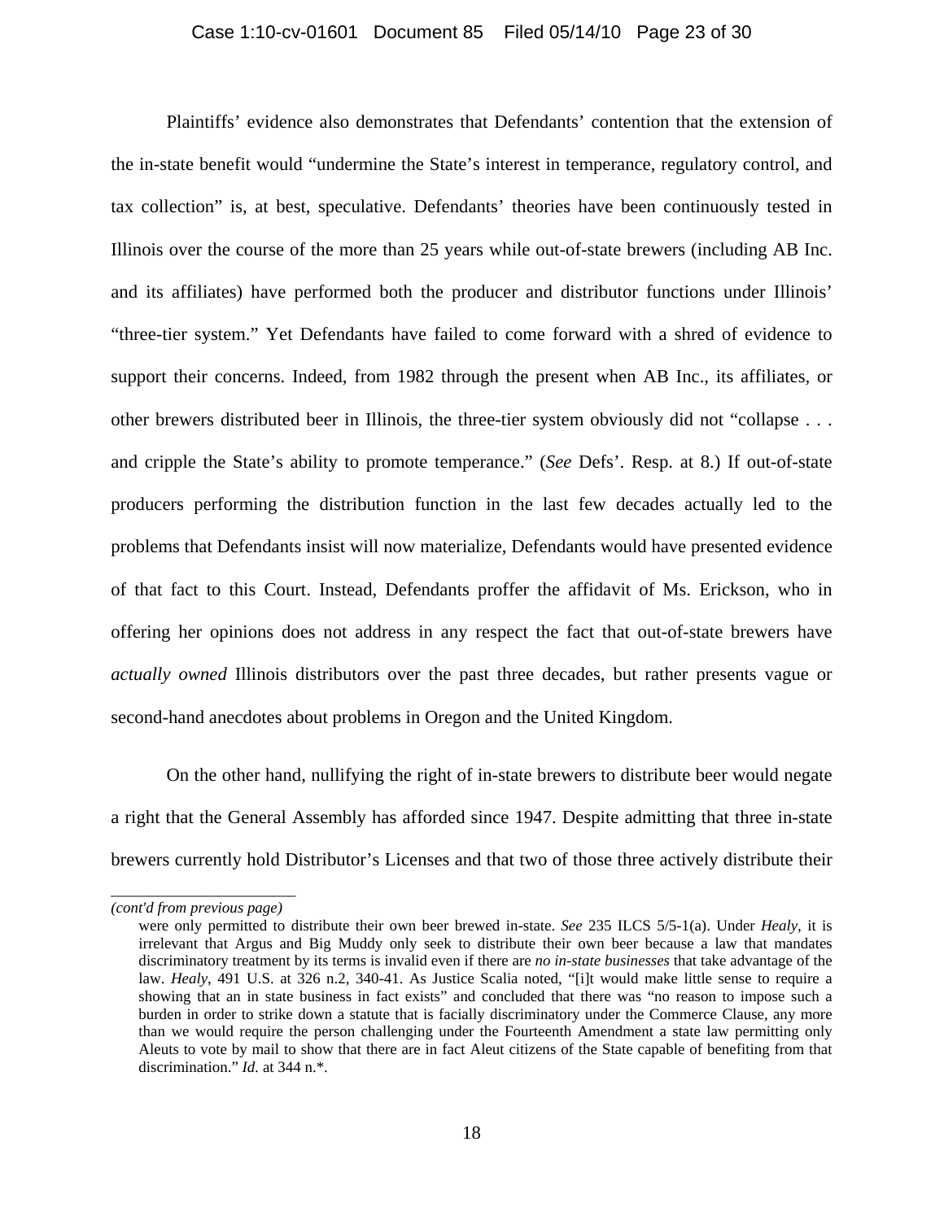Plaintiffs' evidence also demonstrates that Defendants' contention that the extension of the in-state benefit would "undermine the State's interest in temperance, regulatory control, and tax collection" is, at best, speculative. Defendants' theories have been continuously tested in Illinois over the course of the more than 25 years while out-of-state brewers (including AB Inc. and its affiliates) have performed both the producer and distributor functions under Illinois' "three-tier system." Yet Defendants have failed to come forward with a shred of evidence to support their concerns. Indeed, from 1982 through the present when AB Inc., its affiliates, or other brewers distributed beer in Illinois, the three-tier system obviously did not "collapse . . . and cripple the State's ability to promote temperance." (*See* Defs'. Resp. at 8.) If out-of-state producers performing the distribution function in the last few decades actually led to the problems that Defendants insist will now materialize, Defendants would have presented evidence of that fact to this Court. Instead, Defendants proffer the affidavit of Ms. Erickson, who in offering her opinions does not address in any respect the fact that out-of-state brewers have *actually owned* Illinois distributors over the past three decades, but rather presents vague or second-hand anecdotes about problems in Oregon and the United Kingdom.

On the other hand, nullifying the right of in-state brewers to distribute beer would negate a right that the General Assembly has afforded since 1947. Despite admitting that three in-state brewers currently hold Distributor's Licenses and that two of those three actively distribute their

---

*(cont'd from previous page)*

were only permitted to distribute their own beer brewed in-state. *See* 235 ILCS 5/5-1(a). Under *Healy*, it is irrelevant that Argus and Big Muddy only seek to distribute their own beer because a law that mandates discriminatory treatment by its terms is invalid even if there are *no in-state businesses* that take advantage of the law. *Healy*, 491 U.S. at 326 n.2, 340-41. As Justice Scalia noted, "[i]t would make little sense to require a showing that an in state business in fact exists" and concluded that there was "no reason to impose such a burden in order to strike down a statute that is facially discriminatory under the Commerce Clause, any more than we would require the person challenging under the Fourteenth Amendment a state law permitting only Aleuts to vote by mail to show that there are in fact Aleut citizens of the State capable of benefiting from that discrimination." *Id.* at 344 n.*.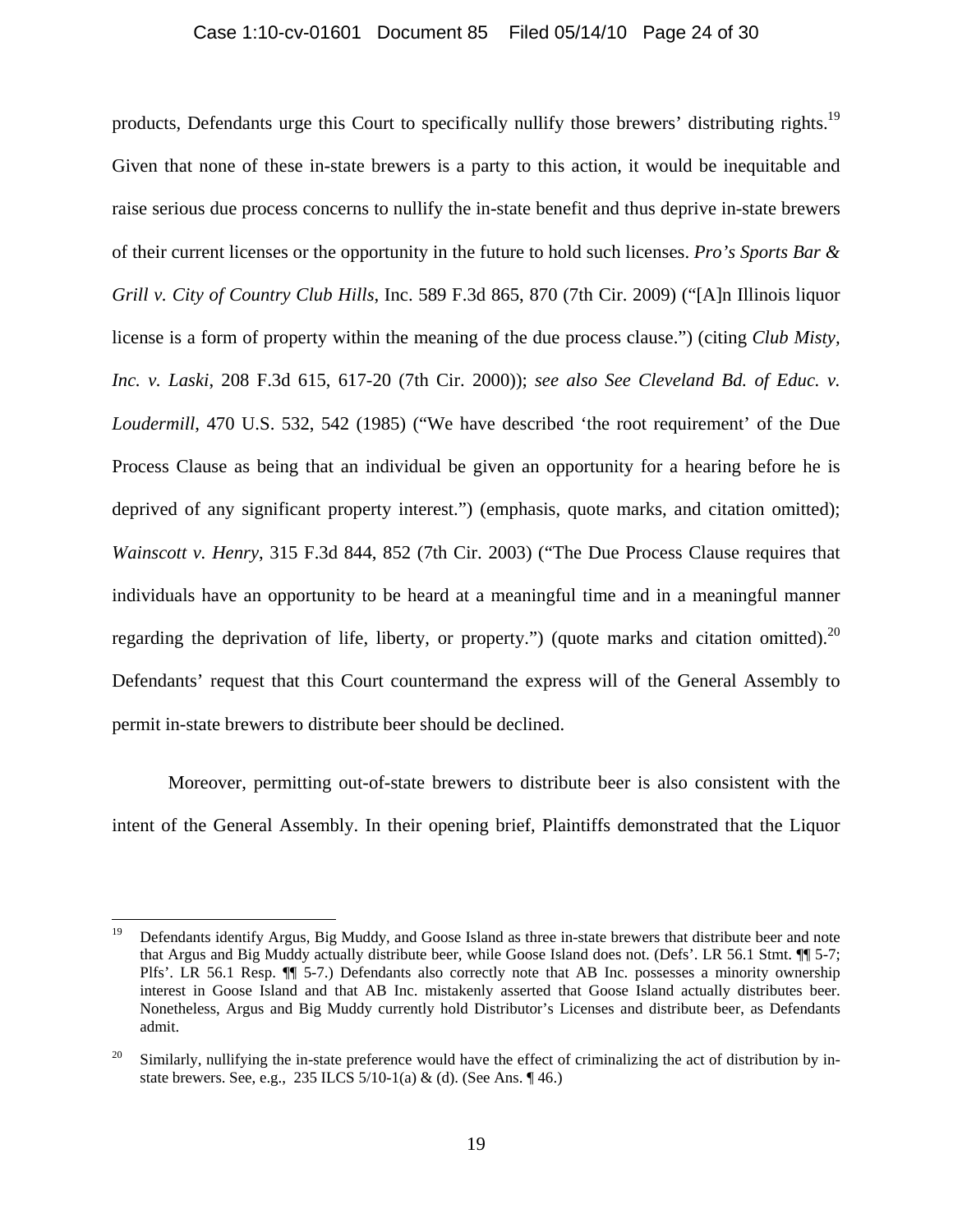products, Defendants urge this Court to specifically nullify those brewers' distributing rights.[19] Given that none of these in-state brewers is a party to this action, it would be inequitable and raise serious due process concerns to nullify the in-state benefit and thus deprive in-state brewers of their current licenses or the opportunity in the future to hold such licenses. *Pro's Sports Bar & Grill v. City of Country Club Hills*, Inc. 589 F.3d 865, 870 (7th Cir. 2009) ("[A]n Illinois liquor license is a form of property within the meaning of the due process clause.") (citing *Club Misty, Inc. v. Laski*, 208 F.3d 615, 617-20 (7th Cir. 2000)); *see also See Cleveland Bd. of Educ. v. Loudermill*, 470 U.S. 532, 542 (1985) ("We have described 'the root requirement' of the Due Process Clause as being that an individual be given an opportunity for a hearing before he is deprived of any significant property interest.") (emphasis, quote marks, and citation omitted); *Wainscott v. Henry*, 315 F.3d 844, 852 (7th Cir. 2003) ("The Due Process Clause requires that individuals have an opportunity to be heard at a meaningful time and in a meaningful manner regarding the deprivation of life, liberty, or property.") (quote marks and citation omitted).[20] Defendants' request that this Court countermand the express will of the General Assembly to permit in-state brewers to distribute beer should be declined.

Moreover, permitting out-of-state brewers to distribute beer is also consistent with the intent of the General Assembly. In their opening brief, Plaintiffs demonstrated that the Liquor

---

[19] Defendants identify Argus, Big Muddy, and Goose Island as three in-state brewers that distribute beer and note that Argus and Big Muddy actually distribute beer, while Goose Island does not. (Defs'. LR 56.1 Stmt. ¶¶ 5-7; Plfs'. LR 56.1 Resp. ¶¶ 5-7.) Defendants also correctly note that AB Inc. possesses a minority ownership interest in Goose Island and that AB Inc. mistakenly asserted that Goose Island actually distributes beer. Nonetheless, Argus and Big Muddy currently hold Distributor's Licenses and distribute beer, as Defendants admit.

[20] Similarly, nullifying the in-state preference would have the effect of criminalizing the act of distribution by in-state brewers. See, e.g., 235 ILCS 5/10-1(a) & (d). (See Ans. ¶ 46.)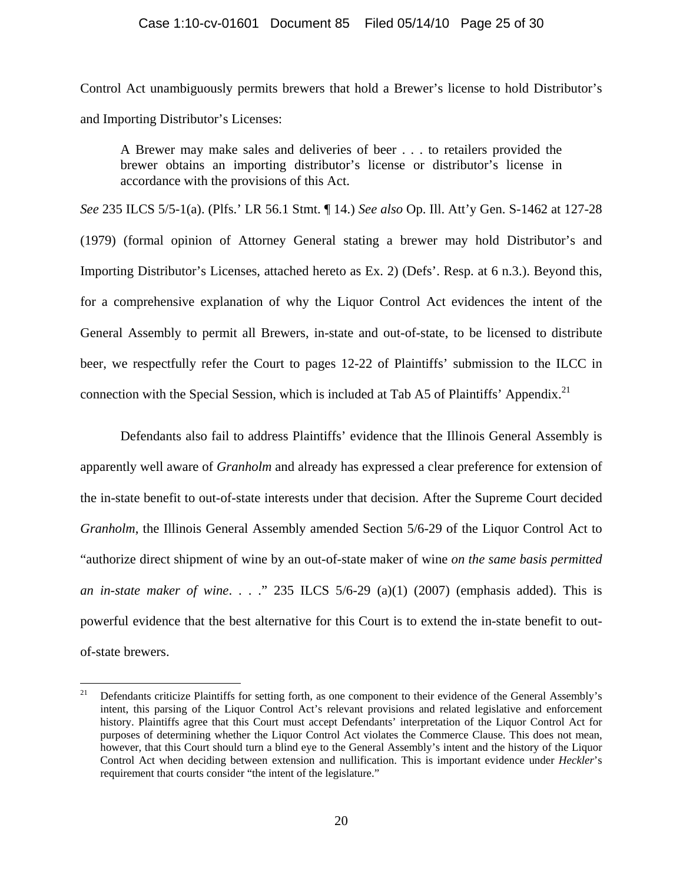Control Act unambiguously permits brewers that hold a Brewer's license to hold Distributor's and Importing Distributor's Licenses:

> A Brewer may make sales and deliveries of beer . . . to retailers provided the brewer obtains an importing distributor's license or distributor's license in accordance with the provisions of this Act.

*See* 235 ILCS 5/5-1(a). (Plfs.' LR 56.1 Stmt. ¶ 14.) *See also* Op. Ill. Att'y Gen. S-1462 at 127-28 (1979) (formal opinion of Attorney General stating a brewer may hold Distributor's and Importing Distributor's Licenses, attached hereto as Ex. 2) (Defs'. Resp. at 6 n.3.). Beyond this, for a comprehensive explanation of why the Liquor Control Act evidences the intent of the General Assembly to permit all Brewers, in-state and out-of-state, to be licensed to distribute beer, we respectfully refer the Court to pages 12-22 of Plaintiffs' submission to the ILCC in connection with the Special Session, which is included at Tab A5 of Plaintiffs' Appendix.[21]

Defendants also fail to address Plaintiffs' evidence that the Illinois General Assembly is apparently well aware of *Granholm* and already has expressed a clear preference for extension of the in-state benefit to out-of-state interests under that decision. After the Supreme Court decided *Granholm*, the Illinois General Assembly amended Section 5/6-29 of the Liquor Control Act to "authorize direct shipment of wine by an out-of-state maker of wine *on the same basis permitted an in-state maker of wine*. . . ." 235 ILCS 5/6-29 (a)(1) (2007) (emphasis added). This is powerful evidence that the best alternative for this Court is to extend the in-state benefit to out-of-state brewers.

---

[21] Defendants criticize Plaintiffs for setting forth, as one component to their evidence of the General Assembly's intent, this parsing of the Liquor Control Act's relevant provisions and related legislative and enforcement history. Plaintiffs agree that this Court must accept Defendants' interpretation of the Liquor Control Act for purposes of determining whether the Liquor Control Act violates the Commerce Clause. This does not mean, however, that this Court should turn a blind eye to the General Assembly's intent and the history of the Liquor Control Act when deciding between extension and nullification. This is important evidence under *Heckler*'s requirement that courts consider "the intent of the legislature."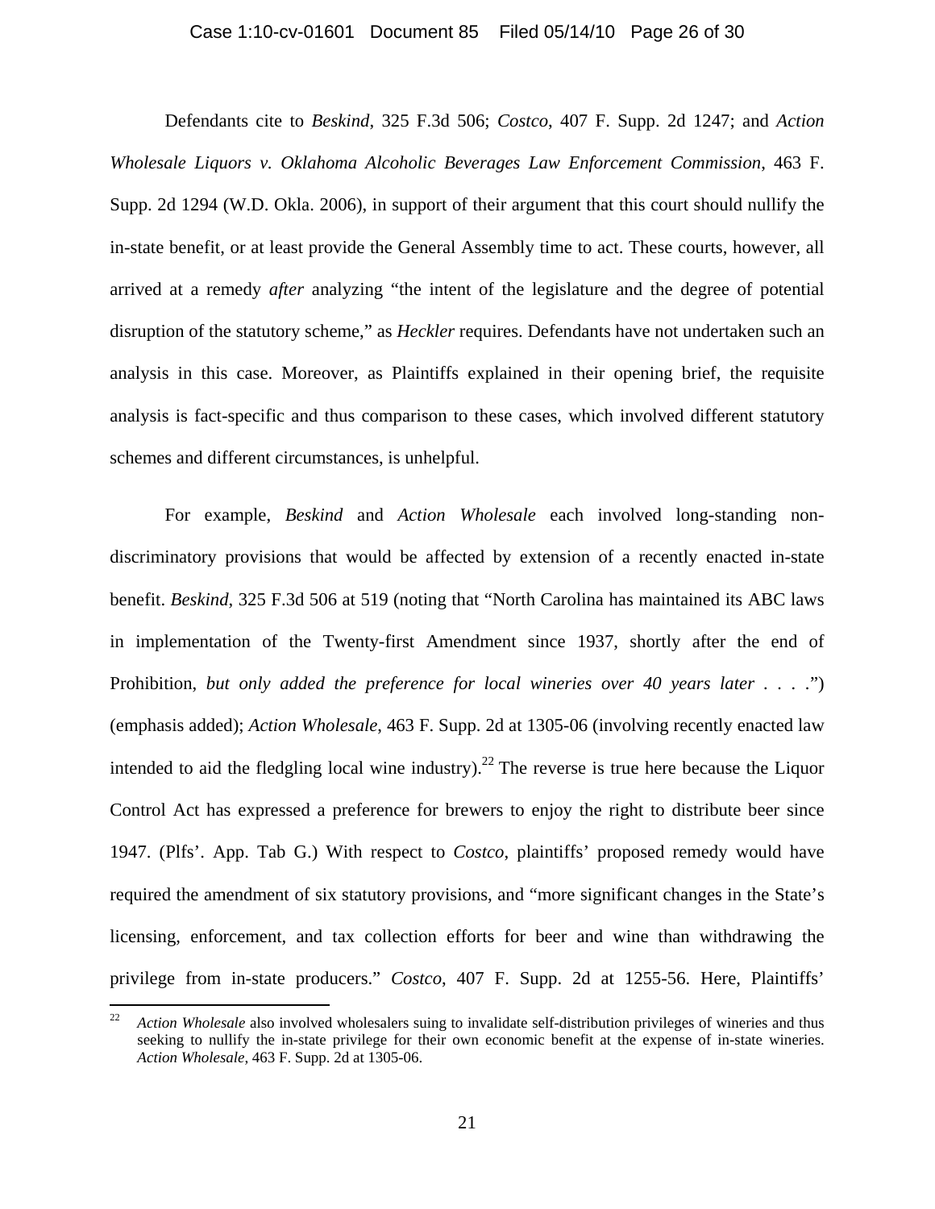Defendants cite to *Beskind*, 325 F.3d 506; *Costco*, 407 F. Supp. 2d 1247; and *Action Wholesale Liquors v. Oklahoma Alcoholic Beverages Law Enforcement Commission*, 463 F. Supp. 2d 1294 (W.D. Okla. 2006), in support of their argument that this court should nullify the in-state benefit, or at least provide the General Assembly time to act. These courts, however, all arrived at a remedy *after* analyzing "the intent of the legislature and the degree of potential disruption of the statutory scheme," as *Heckler* requires. Defendants have not undertaken such an analysis in this case. Moreover, as Plaintiffs explained in their opening brief, the requisite analysis is fact-specific and thus comparison to these cases, which involved different statutory schemes and different circumstances, is unhelpful.

For example, *Beskind* and *Action Wholesale* each involved long-standing non-discriminatory provisions that would be affected by extension of a recently enacted in-state benefit. *Beskind*, 325 F.3d 506 at 519 (noting that "North Carolina has maintained its ABC laws in implementation of the Twenty-first Amendment since 1937, shortly after the end of Prohibition, *but only added the preference for local wineries over 40 years later* . . . .") (emphasis added); *Action Wholesale*, 463 F. Supp. 2d at 1305-06 (involving recently enacted law intended to aid the fledgling local wine industry).[22] The reverse is true here because the Liquor Control Act has expressed a preference for brewers to enjoy the right to distribute beer since 1947. (Plfs'. App. Tab G.) With respect to *Costco*, plaintiffs' proposed remedy would have required the amendment of six statutory provisions, and "more significant changes in the State's licensing, enforcement, and tax collection efforts for beer and wine than withdrawing the privilege from in-state producers." *Costco*, 407 F. Supp. 2d at 1255-56. Here, Plaintiffs'

---

[22] *Action Wholesale* also involved wholesalers suing to invalidate self-distribution privileges of wineries and thus seeking to nullify the in-state privilege for their own economic benefit at the expense of in-state wineries. *Action Wholesale*, 463 F. Supp. 2d at 1305-06.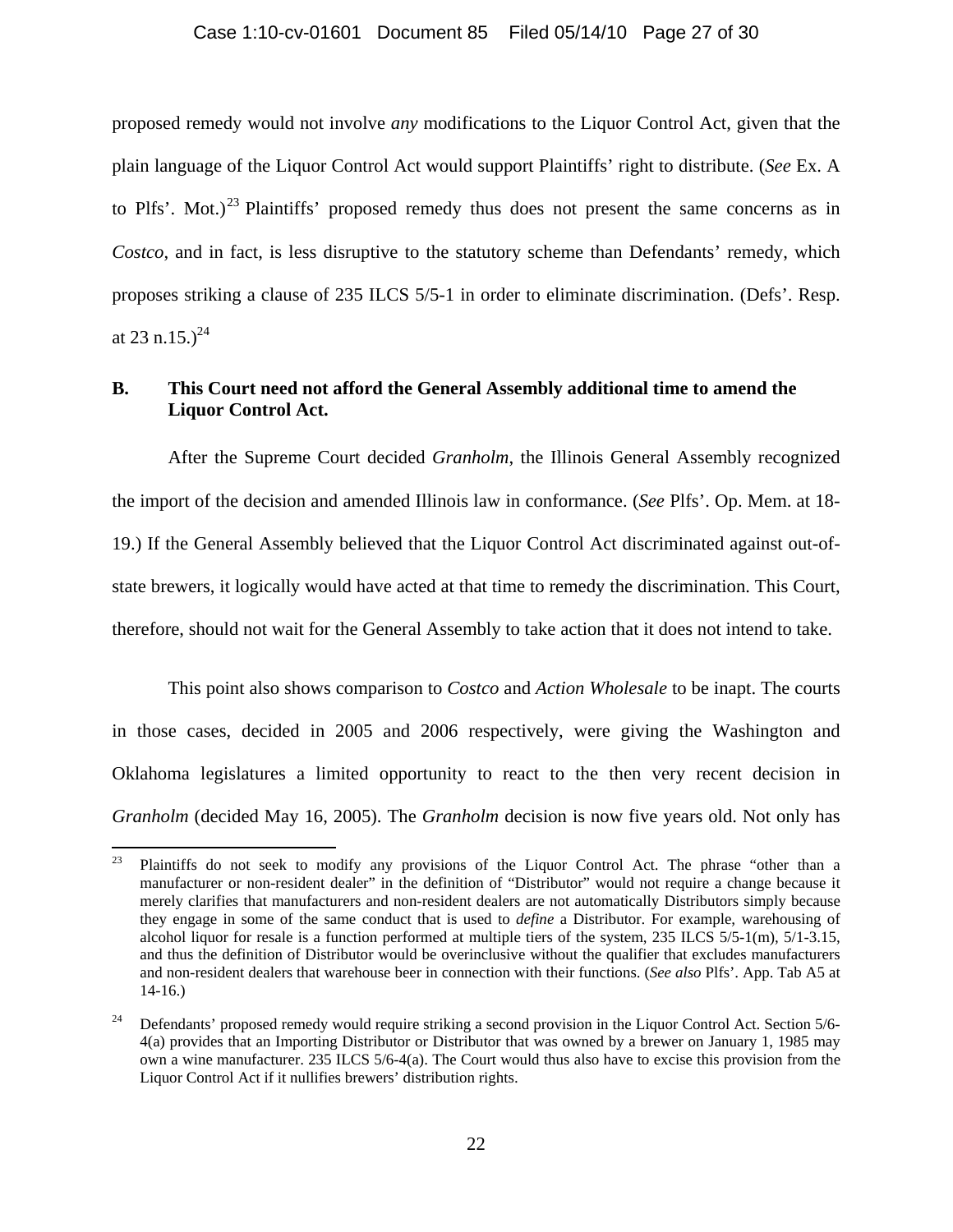proposed remedy would not involve *any* modifications to the Liquor Control Act, given that the plain language of the Liquor Control Act would support Plaintiffs' right to distribute. (*See* Ex. A to Plfs'. Mot.)[23] Plaintiffs' proposed remedy thus does not present the same concerns as in *Costco*, and in fact, is less disruptive to the statutory scheme than Defendants' remedy, which proposes striking a clause of 235 ILCS 5/5-1 in order to eliminate discrimination. (Defs'. Resp. at 23 n.15.)[24]

**B. This Court need not afford the General Assembly additional time to amend the Liquor Control Act.**

After the Supreme Court decided *Granholm*, the Illinois General Assembly recognized the import of the decision and amended Illinois law in conformance. (*See* Plfs'. Op. Mem. at 18-19.) If the General Assembly believed that the Liquor Control Act discriminated against out-of-state brewers, it logically would have acted at that time to remedy the discrimination. This Court, therefore, should not wait for the General Assembly to take action that it does not intend to take.

This point also shows comparison to *Costco* and *Action Wholesale* to be inapt. The courts in those cases, decided in 2005 and 2006 respectively, were giving the Washington and Oklahoma legislatures a limited opportunity to react to the then very recent decision in *Granholm* (decided May 16, 2005). The *Granholm* decision is now five years old. Not only has

---

[23] Plaintiffs do not seek to modify any provisions of the Liquor Control Act. The phrase "other than a manufacturer or non-resident dealer" in the definition of "Distributor" would not require a change because it merely clarifies that manufacturers and non-resident dealers are not automatically Distributors simply because they engage in some of the same conduct that is used to *define* a Distributor. For example, warehousing of alcohol liquor for resale is a function performed at multiple tiers of the system, 235 ILCS 5/5-1(m), 5/1-3.15, and thus the definition of Distributor would be overinclusive without the qualifier that excludes manufacturers and non-resident dealers that warehouse beer in connection with their functions. (*See also* Plfs'. App. Tab A5 at 14-16.)

[24] Defendants' proposed remedy would require striking a second provision in the Liquor Control Act. Section 5/6-4(a) provides that an Importing Distributor or Distributor that was owned by a brewer on January 1, 1985 may own a wine manufacturer. 235 ILCS 5/6-4(a). The Court would thus also have to excise this provision from the Liquor Control Act if it nullifies brewers' distribution rights.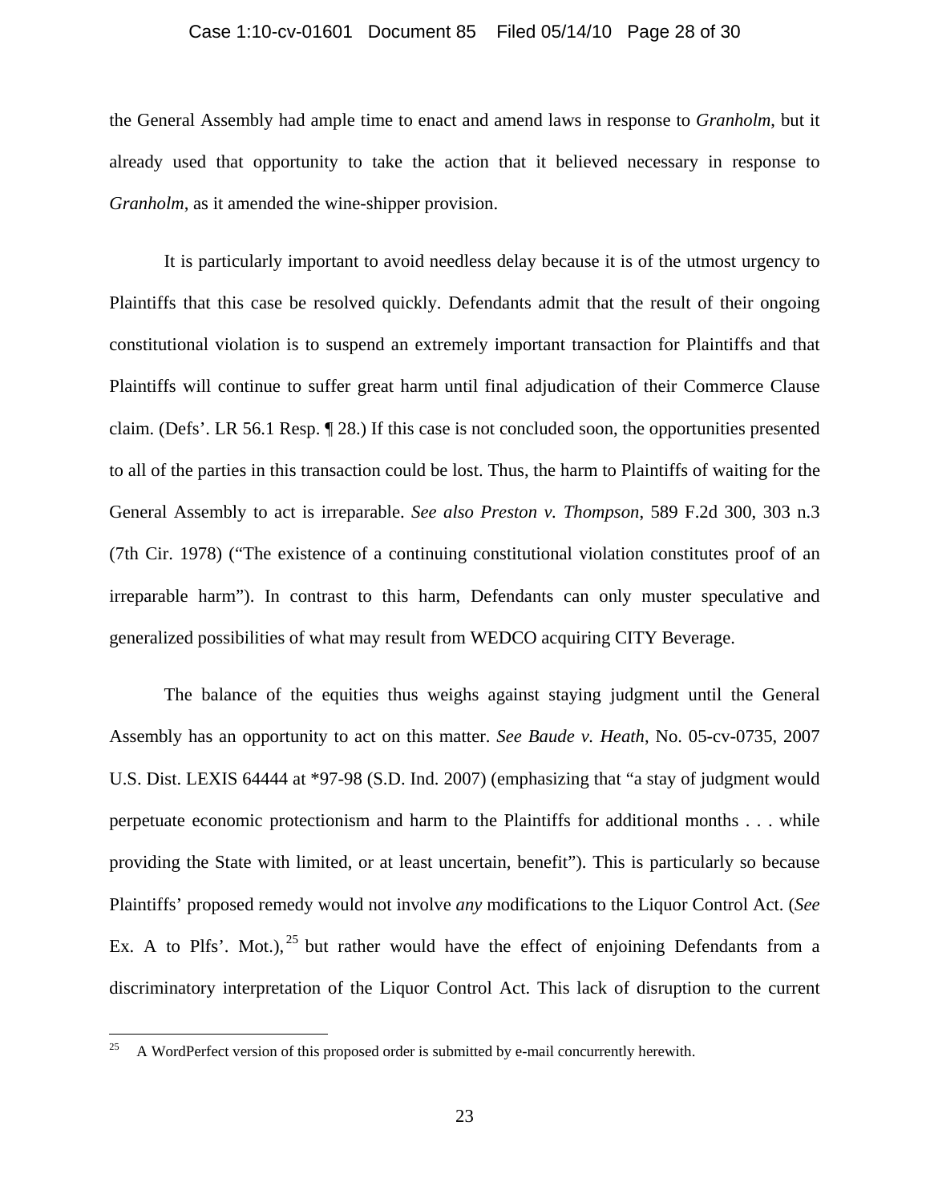the General Assembly had ample time to enact and amend laws in response to *Granholm*, but it already used that opportunity to take the action that it believed necessary in response to *Granholm*, as it amended the wine-shipper provision.

It is particularly important to avoid needless delay because it is of the utmost urgency to Plaintiffs that this case be resolved quickly. Defendants admit that the result of their ongoing constitutional violation is to suspend an extremely important transaction for Plaintiffs and that Plaintiffs will continue to suffer great harm until final adjudication of their Commerce Clause claim. (Defs'. LR 56.1 Resp. ¶ 28.) If this case is not concluded soon, the opportunities presented to all of the parties in this transaction could be lost. Thus, the harm to Plaintiffs of waiting for the General Assembly to act is irreparable. *See also Preston v. Thompson*, 589 F.2d 300, 303 n.3 (7th Cir. 1978) ("The existence of a continuing constitutional violation constitutes proof of an irreparable harm"). In contrast to this harm, Defendants can only muster speculative and generalized possibilities of what may result from WEDCO acquiring CITY Beverage.

The balance of the equities thus weighs against staying judgment until the General Assembly has an opportunity to act on this matter. *See Baude v. Heath*, No. 05-cv-0735, 2007 U.S. Dist. LEXIS 64444 at *97-98 (S.D. Ind. 2007) (emphasizing that "a stay of judgment would perpetuate economic protectionism and harm to the Plaintiffs for additional months . . . while providing the State with limited, or at least uncertain, benefit"). This is particularly so because Plaintiffs' proposed remedy would not involve *any* modifications to the Liquor Control Act. (*See* Ex. A to Plfs'. Mot.),[25] but rather would have the effect of enjoining Defendants from a discriminatory interpretation of the Liquor Control Act. This lack of disruption to the current

[25] A WordPerfect version of this proposed order is submitted by e-mail concurrently herewith.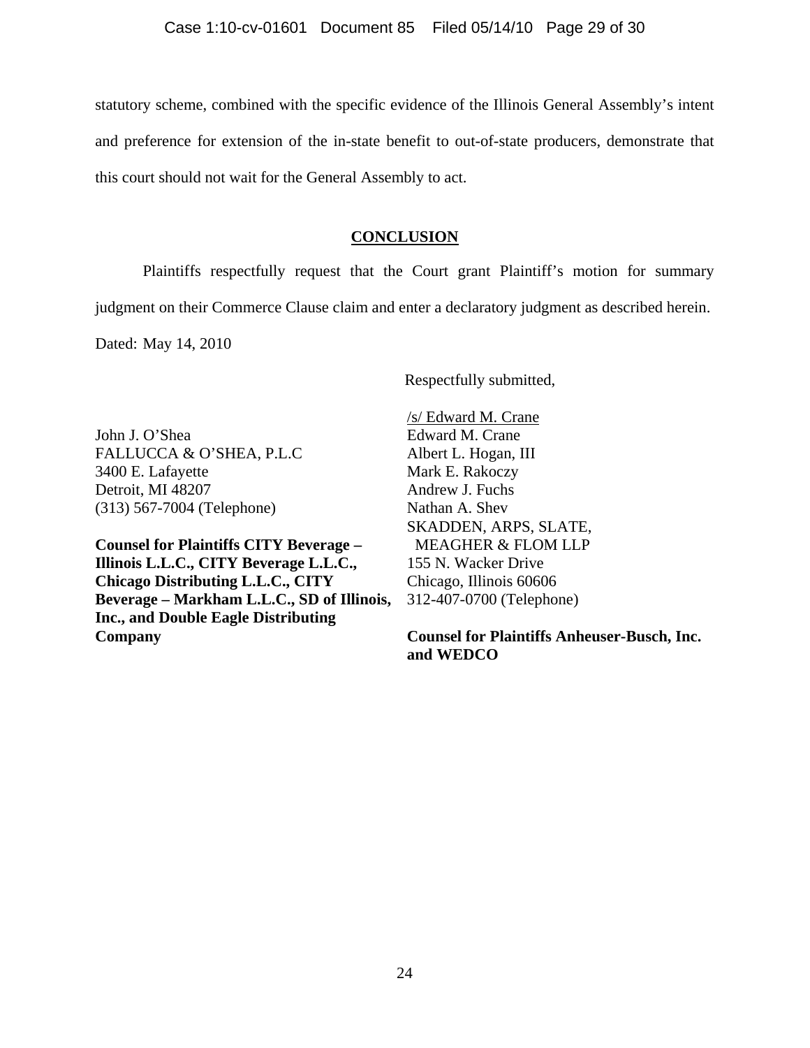statutory scheme, combined with the specific evidence of the Illinois General Assembly's intent and preference for extension of the in-state benefit to out-of-state producers, demonstrate that this court should not wait for the General Assembly to act.

## CONCLUSION

Plaintiffs respectfully request that the Court grant Plaintiff's motion for summary judgment on their Commerce Clause claim and enter a declaratory judgment as described herein.

Dated: May 14, 2010

Respectfully submitted,

/s/ Edward M. Crane
Edward M. Crane
Albert L. Hogan, III
Mark E. Rakoczy
Andrew J. Fuchs
Nathan A. Shev
SKADDEN, ARPS, SLATE, MEAGHER & FLOM LLP
155 N. Wacker Drive
Chicago, Illinois 60606
312-407-0700 (Telephone)

**Counsel for Plaintiffs Anheuser-Busch, Inc. and WEDCO**

John J. O'Shea
FALLUCCA & O'SHEA, P.L.C
3400 E. Lafayette
Detroit, MI 48207
(313) 567-7004 (Telephone)

**Counsel for Plaintiffs CITY Beverage – Illinois L.L.C., CITY Beverage L.L.C., Chicago Distributing L.L.C., CITY Beverage – Markham L.L.C., SD of Illinois, Inc., and Double Eagle Distributing Company**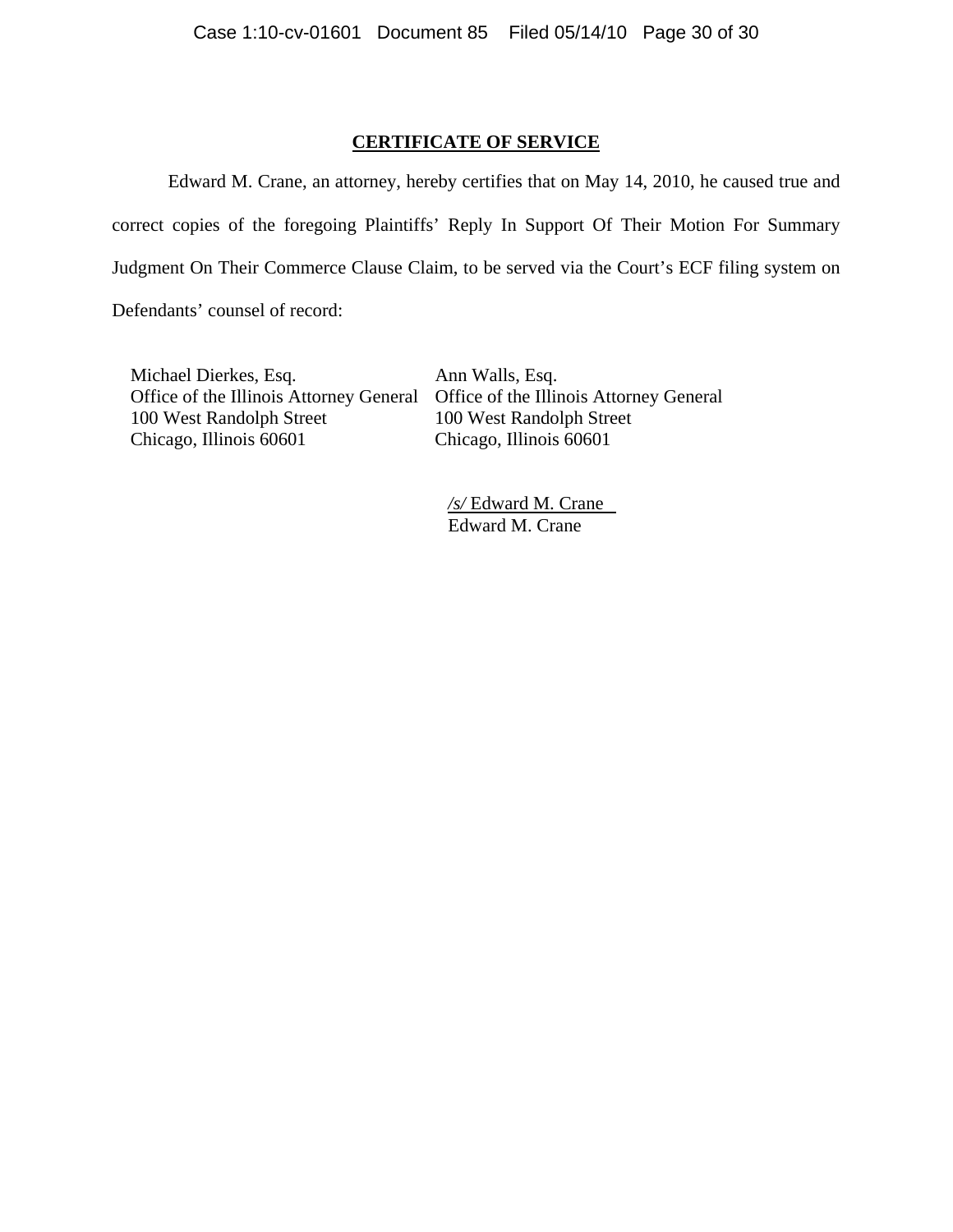**CERTIFICATE OF SERVICE**

Edward M. Crane, an attorney, hereby certifies that on May 14, 2010, he caused true and correct copies of the foregoing Plaintiffs' Reply In Support Of Their Motion For Summary Judgment On Their Commerce Clause Claim, to be served via the Court's ECF filing system on Defendants' counsel of record:

Michael Dierkes, Esq.
Office of the Illinois Attorney General
100 West Randolph Street
Chicago, Illinois 60601

Ann Walls, Esq.
Office of the Illinois Attorney General
100 West Randolph Street
Chicago, Illinois 60601

*/s/* Edward M. Crane
Edward M. Crane